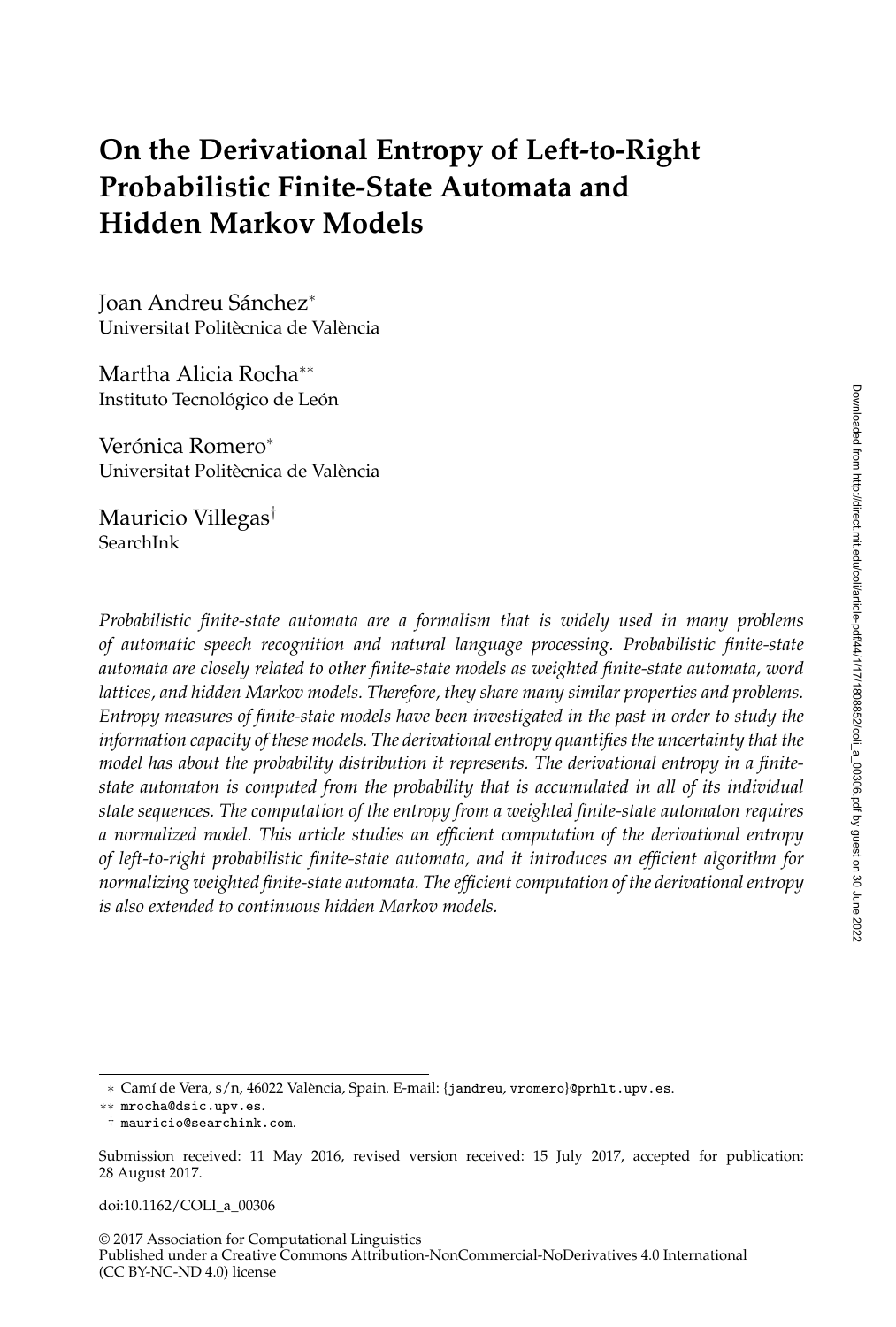# On the Derivational Entropy of Left-to-Right Probabilistic Finite-State Automata and Hidden Markov Models

Joan Andreu Sánchez*
Universitat Politècnica de València

Martha Alicia Rocha**
Instituto Tecnológico de León

Verónica Romero*
Universitat Politècnica de València

Mauricio Villegas†
SearchInk

*Probabilistic finite-state automata are a formalism that is widely used in many problems of automatic speech recognition and natural language processing. Probabilistic finite-state automata are closely related to other finite-state models as weighted finite-state automata, word lattices, and hidden Markov models. Therefore, they share many similar properties and problems. Entropy measures of finite-state models have been investigated in the past in order to study the information capacity of these models. The derivational entropy quantifies the uncertainty that the model has about the probability distribution it represents. The derivational entropy in a finite-state automaton is computed from the probability that is accumulated in all of its individual state sequences. The computation of the entropy from a weighted finite-state automaton requires a normalized model. This article studies an efficient computation of the derivational entropy of left-to-right probabilistic finite-state automata, and it introduces an efficient algorithm for normalizing weighted finite-state automata. The efficient computation of the derivational entropy is also extended to continuous hidden Markov models.*

---

\* Camí de Vera, s/n, 46022 València, Spain. E-mail: {jandreu, vromero}@prhlt.upv.es.

\*\* mrocha@dsic.upv.es.

† mauricio@searchink.com.

Submission received: 11 May 2016, revised version received: 15 July 2017, accepted for publication: 28 August 2017.

doi:10.1162/COLI_a_00306

© 2017 Association for Computational Linguistics
Published under a Creative Commons Attribution-NonCommercial-NoDerivatives 4.0 International (CC BY-NC-ND 4.0) license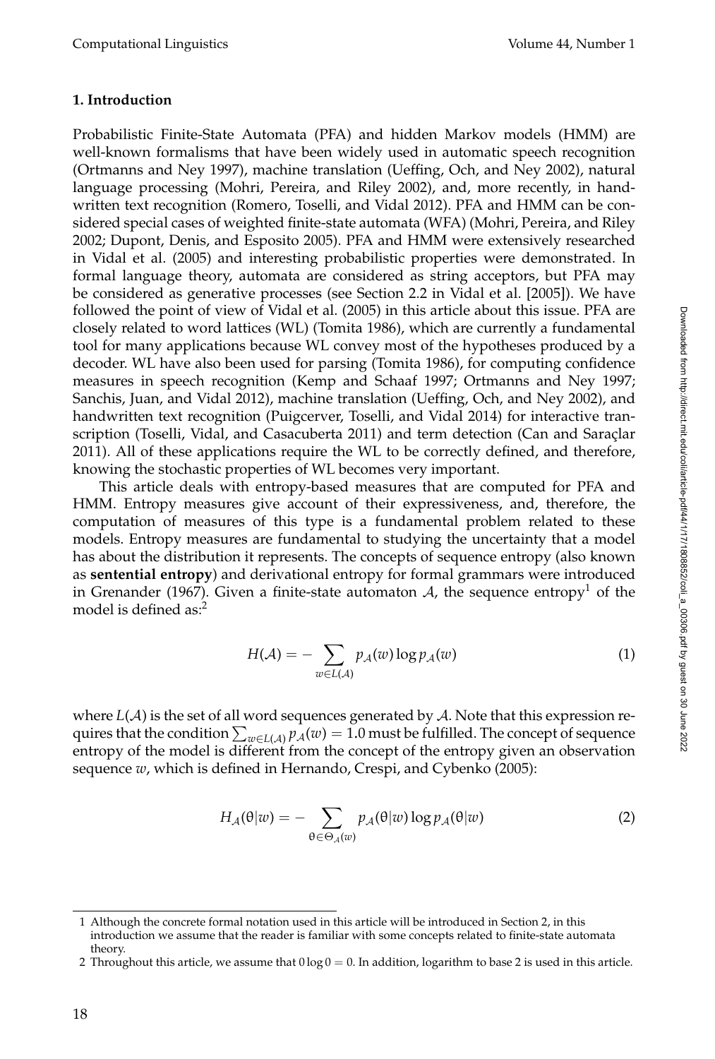## 1. Introduction

Probabilistic Finite-State Automata (PFA) and hidden Markov models (HMM) are well-known formalisms that have been widely used in automatic speech recognition (Ortmanns and Ney 1997), machine translation (Ueffing, Och, and Ney 2002), natural language processing (Mohri, Pereira, and Riley 2002), and, more recently, in handwritten text recognition (Romero, Toselli, and Vidal 2012). PFA and HMM can be considered special cases of weighted finite-state automata (WFA) (Mohri, Pereira, and Riley 2002; Dupont, Denis, and Esposito 2005). PFA and HMM were extensively researched in Vidal et al. (2005) and interesting probabilistic properties were demonstrated. In formal language theory, automata are considered as string acceptors, but PFA may be considered as generative processes (see Section 2.2 in Vidal et al. [2005]). We have followed the point of view of Vidal et al. (2005) in this article about this issue. PFA are closely related to word lattices (WL) (Tomita 1986), which are currently a fundamental tool for many applications because WL convey most of the hypotheses produced by a decoder. WL have also been used for parsing (Tomita 1986), for computing confidence measures in speech recognition (Kemp and Schaaf 1997; Ortmanns and Ney 1997; Sanchis, Juan, and Vidal 2012), machine translation (Ueffing, Och, and Ney 2002), and handwritten text recognition (Puigcerver, Toselli, and Vidal 2014) for interactive transcription (Toselli, Vidal, and Casacuberta 2011) and term detection (Can and Saraçlar 2011). All of these applications require the WL to be correctly defined, and therefore, knowing the stochastic properties of WL becomes very important.

This article deals with entropy-based measures that are computed for PFA and HMM. Entropy measures give account of their expressiveness, and, therefore, the computation of measures of this type is a fundamental problem related to these models. Entropy measures are fundamental to studying the uncertainty that a model has about the distribution it represents. The concepts of sequence entropy (also known as **sentential entropy**) and derivational entropy for formal grammars were introduced in Grenander (1967). Given a finite-state automaton $\mathcal{A}$, the sequence entropy[1] of the model is defined as:[2]

$$H(\mathcal{A}) = -\sum_{w \in L(\mathcal{A})} p_{\mathcal{A}}(w) \log p_{\mathcal{A}}(w) \tag{1}$$

where $L(\mathcal{A})$ is the set of all word sequences generated by $\mathcal{A}$. Note that this expression requires that the condition $\sum_{w \in L(\mathcal{A})} p_{\mathcal{A}}(w) = 1.0$ must be fulfilled. The concept of sequence entropy of the model is different from the concept of the entropy given an observation sequence $w$, which is defined in Hernando, Crespi, and Cybenko (2005):

$$H_{\mathcal{A}}(\theta|w) = -\sum_{\theta \in \Theta_{\mathcal{A}}(w)} p_{\mathcal{A}}(\theta|w) \log p_{\mathcal{A}}(\theta|w) \tag{2}$$

1 Although the concrete formal notation used in this article will be introduced in Section 2, in this introduction we assume that the reader is familiar with some concepts related to finite-state automata theory.

2 Throughout this article, we assume that $0 \log 0 = 0$. In addition, logarithm to base 2 is used in this article.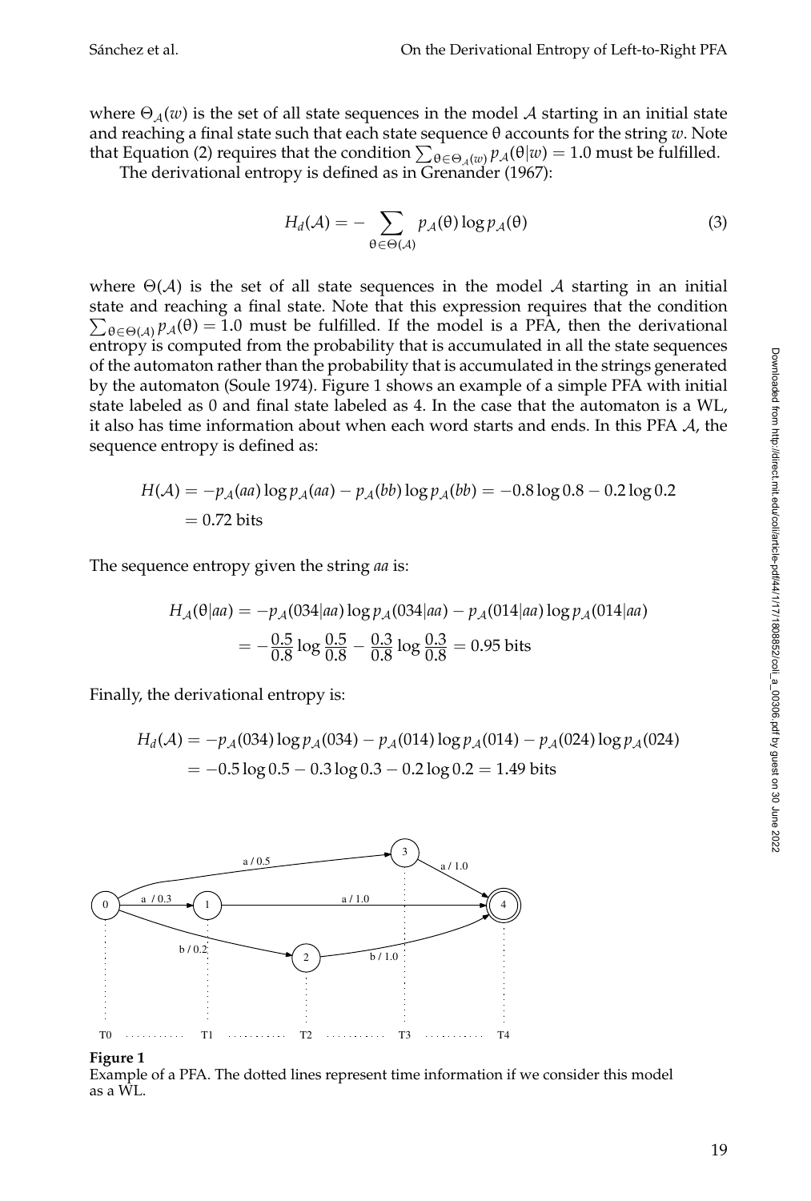where $\Theta_{\mathcal{A}}(w)$ is the set of all state sequences in the model $\mathcal{A}$ starting in an initial state and reaching a final state such that each state sequence $\theta$ accounts for the string $w$. Note that Equation (2) requires that the condition $\sum_{\theta \in \Theta_{\mathcal{A}}(w)} p_{\mathcal{A}}(\theta|w) = 1.0$ must be fulfilled.

The derivational entropy is defined as in Grenander (1967):

$$H_d(\mathcal{A}) = - \sum_{\theta \in \Theta(\mathcal{A})} p_{\mathcal{A}}(\theta) \log p_{\mathcal{A}}(\theta) \tag{3}$$

where $\Theta(\mathcal{A})$ is the set of all state sequences in the model $\mathcal{A}$ starting in an initial state and reaching a final state. Note that this expression requires that the condition $\sum_{\theta \in \Theta(\mathcal{A})} p_{\mathcal{A}}(\theta) = 1.0$ must be fulfilled. If the model is a PFA, then the derivational entropy is computed from the probability that is accumulated in all the state sequences of the automaton rather than the probability that is accumulated in the strings generated by the automaton (Soule 1974). Figure 1 shows an example of a simple PFA with initial state labeled as 0 and final state labeled as 4. In the case that the automaton is a WL, it also has time information about when each word starts and ends. In this PFA $\mathcal{A}$, the sequence entropy is defined as:

$$\begin{aligned} H(\mathcal{A}) &= -p_{\mathcal{A}}(aa) \log p_{\mathcal{A}}(aa) - p_{\mathcal{A}}(bb) \log p_{\mathcal{A}}(bb) = -0.8 \log 0.8 - 0.2 \log 0.2 \\ &= 0.72 \text{ bits} \end{aligned}$$

The sequence entropy given the string *aa* is:

$$\begin{aligned} H_{\mathcal{A}}(\theta|aa) &= -p_{\mathcal{A}}(034|aa) \log p_{\mathcal{A}}(034|aa) - p_{\mathcal{A}}(014|aa) \log p_{\mathcal{A}}(014|aa) \\ &= -\frac{0.5}{0.8} \log \frac{0.5}{0.8} - \frac{0.3}{0.8} \log \frac{0.3}{0.8} = 0.95 \text{ bits} \end{aligned}$$

Finally, the derivational entropy is:

$$\begin{aligned} H_d(\mathcal{A}) &= -p_{\mathcal{A}}(034) \log p_{\mathcal{A}}(034) - p_{\mathcal{A}}(014) \log p_{\mathcal{A}}(014) - p_{\mathcal{A}}(024) \log p_{\mathcal{A}}(024) \\ &= -0.5 \log 0.5 - 0.3 \log 0.3 - 0.2 \log 0.2 = 1.49 \text{ bits} \end{aligned}$$

**Figure 1**
Example of a PFA. The dotted lines represent time information if we consider this model as a WL.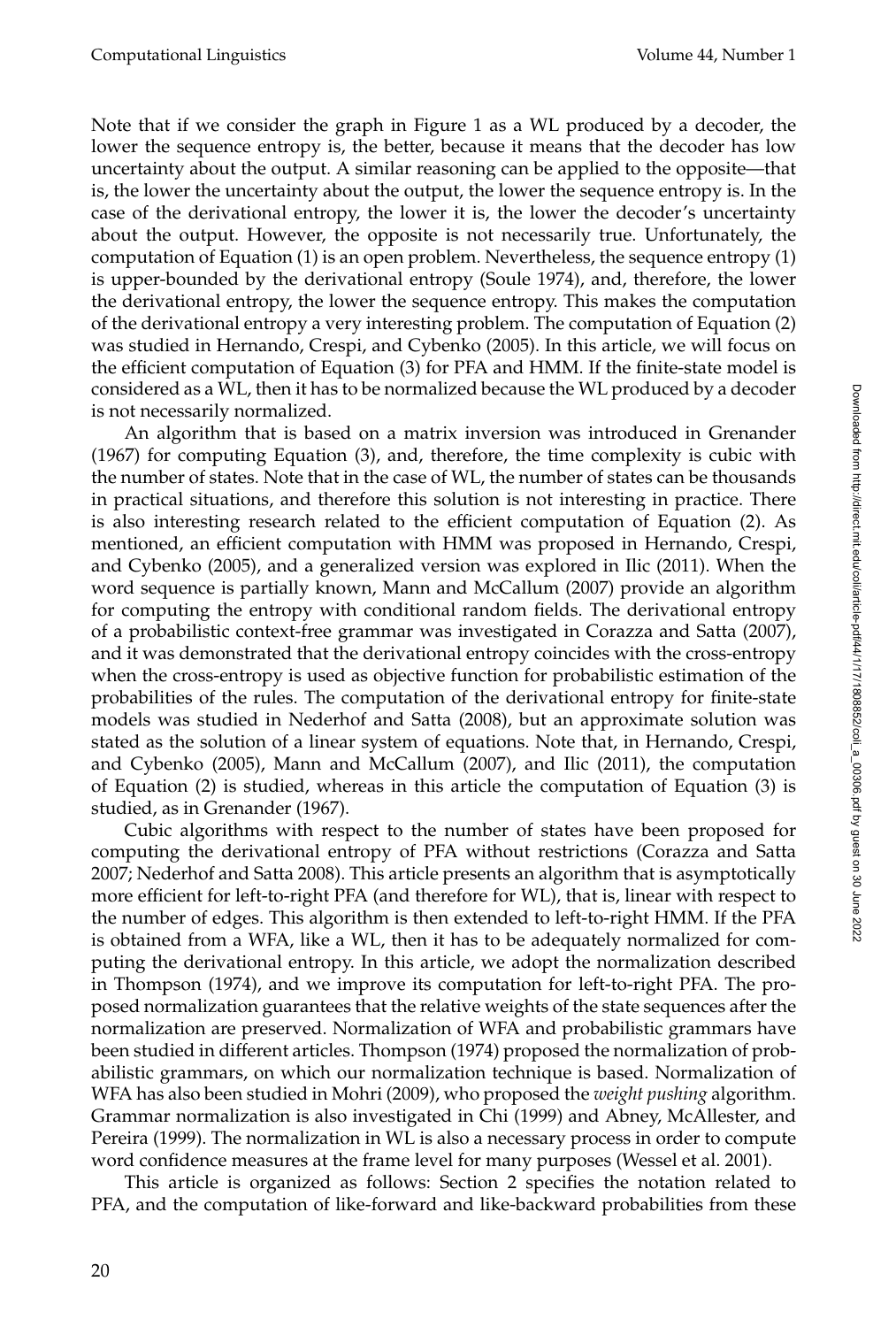Note that if we consider the graph in Figure 1 as a WL produced by a decoder, the lower the sequence entropy is, the better, because it means that the decoder has low uncertainty about the output. A similar reasoning can be applied to the opposite—that is, the lower the uncertainty about the output, the lower the sequence entropy is. In the case of the derivational entropy, the lower it is, the lower the decoder's uncertainty about the output. However, the opposite is not necessarily true. Unfortunately, the computation of Equation (1) is an open problem. Nevertheless, the sequence entropy (1) is upper-bounded by the derivational entropy (Soule 1974), and, therefore, the lower the derivational entropy, the lower the sequence entropy. This makes the computation of the derivational entropy a very interesting problem. The computation of Equation (2) was studied in Hernando, Crespi, and Cybenko (2005). In this article, we will focus on the efficient computation of Equation (3) for PFA and HMM. If the finite-state model is considered as a WL, then it has to be normalized because the WL produced by a decoder is not necessarily normalized.

An algorithm that is based on a matrix inversion was introduced in Grenander (1967) for computing Equation (3), and, therefore, the time complexity is cubic with the number of states. Note that in the case of WL, the number of states can be thousands in practical situations, and therefore this solution is not interesting in practice. There is also interesting research related to the efficient computation of Equation (2). As mentioned, an efficient computation with HMM was proposed in Hernando, Crespi, and Cybenko (2005), and a generalized version was explored in Ilic (2011). When the word sequence is partially known, Mann and McCallum (2007) provide an algorithm for computing the entropy with conditional random fields. The derivational entropy of a probabilistic context-free grammar was investigated in Corazza and Satta (2007), and it was demonstrated that the derivational entropy coincides with the cross-entropy when the cross-entropy is used as objective function for probabilistic estimation of the probabilities of the rules. The computation of the derivational entropy for finite-state models was studied in Nederhof and Satta (2008), but an approximate solution was stated as the solution of a linear system of equations. Note that, in Hernando, Crespi, and Cybenko (2005), Mann and McCallum (2007), and Ilic (2011), the computation of Equation (2) is studied, whereas in this article the computation of Equation (3) is studied, as in Grenander (1967).

Cubic algorithms with respect to the number of states have been proposed for computing the derivational entropy of PFA without restrictions (Corazza and Satta 2007; Nederhof and Satta 2008). This article presents an algorithm that is asymptotically more efficient for left-to-right PFA (and therefore for WL), that is, linear with respect to the number of edges. This algorithm is then extended to left-to-right HMM. If the PFA is obtained from a WFA, like a WL, then it has to be adequately normalized for computing the derivational entropy. In this article, we adopt the normalization described in Thompson (1974), and we improve its computation for left-to-right PFA. The proposed normalization guarantees that the relative weights of the state sequences after the normalization are preserved. Normalization of WFA and probabilistic grammars have been studied in different articles. Thompson (1974) proposed the normalization of probabilistic grammars, on which our normalization technique is based. Normalization of WFA has also been studied in Mohri (2009), who proposed the *weight pushing* algorithm. Grammar normalization is also investigated in Chi (1999) and Abney, McAllester, and Pereira (1999). The normalization in WL is also a necessary process in order to compute word confidence measures at the frame level for many purposes (Wessel et al. 2001).

This article is organized as follows: Section 2 specifies the notation related to PFA, and the computation of like-forward and like-backward probabilities from these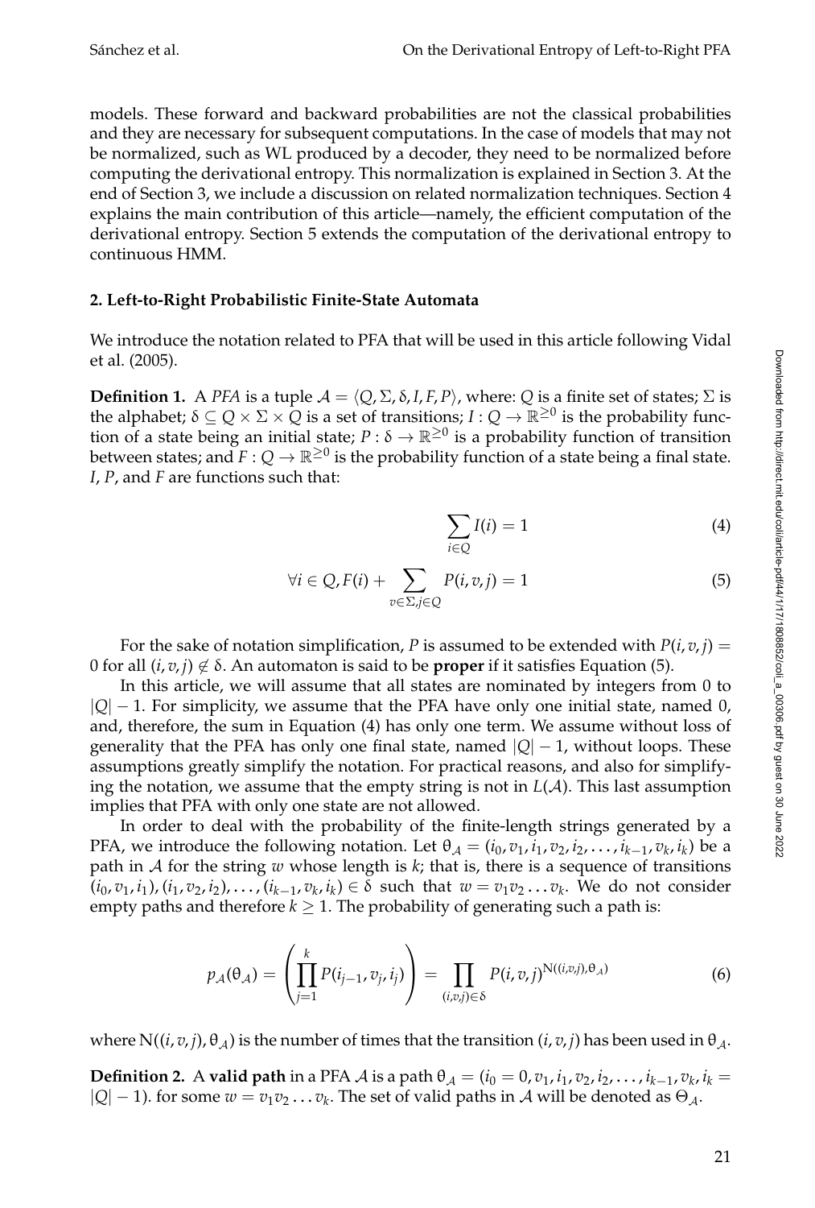models. These forward and backward probabilities are not the classical probabilities and they are necessary for subsequent computations. In the case of models that may not be normalized, such as WL produced by a decoder, they need to be normalized before computing the derivational entropy. This normalization is explained in Section 3. At the end of Section 3, we include a discussion on related normalization techniques. Section 4 explains the main contribution of this article—namely, the efficient computation of the derivational entropy. Section 5 extends the computation of the derivational entropy to continuous HMM.

## 2. Left-to-Right Probabilistic Finite-State Automata

We introduce the notation related to PFA that will be used in this article following Vidal et al. (2005).

**Definition 1.** A *PFA* is a tuple $\mathcal{A} = \langle Q, \Sigma, \delta, I, F, P \rangle$, where: $Q$ is a finite set of states; $\Sigma$ is the alphabet; $\delta \subseteq Q \times \Sigma \times Q$ is a set of transitions; $I : Q \rightarrow \mathbb{R}^{\geq 0}$ is the probability function of a state being an initial state; $P : \delta \rightarrow \mathbb{R}^{\geq 0}$ is a probability function of transition between states; and $F : Q \rightarrow \mathbb{R}^{\geq 0}$ is the probability function of a state being a final state. $I$, $P$, and $F$ are functions such that:

$$\sum_{i \in Q} I(i) = 1 \tag{4}$$

$$\forall i \in Q, F(i) + \sum_{v \in \Sigma, j \in Q} P(i, v, j) = 1 \tag{5}$$

For the sake of notation simplification, $P$ is assumed to be extended with $P(i, v, j) = 0$ for all $(i, v, j) \notin \delta$. An automaton is said to be **proper** if it satisfies Equation (5).

In this article, we will assume that all states are nominated by integers from 0 to $|Q| - 1$. For simplicity, we assume that the PFA have only one initial state, named 0, and, therefore, the sum in Equation (4) has only one term. We assume without loss of generality that the PFA has only one final state, named $|Q| - 1$, without loops. These assumptions greatly simplify the notation. For practical reasons, and also for simplifying the notation, we assume that the empty string is not in $L(\mathcal{A})$. This last assumption implies that PFA with only one state are not allowed.

In order to deal with the probability of the finite-length strings generated by a PFA, we introduce the following notation. Let $\theta_{\mathcal{A}} = (i_0, v_1, i_1, v_2, i_2, \ldots, i_{k-1}, v_k, i_k)$ be a path in $\mathcal{A}$ for the string $w$ whose length is $k$; that is, there is a sequence of transitions $(i_0, v_1, i_1), (i_1, v_2, i_2), \ldots, (i_{k-1}, v_k, i_k) \in \delta$ such that $w = v_1 v_2 \ldots v_k$. We do not consider empty paths and therefore $k \geq 1$. The probability of generating such a path is:

$$p_{\mathcal{A}}(\theta_{\mathcal{A}}) = \left( \prod_{j=1}^{k} P(i_{j-1}, v_j, i_j) \right) = \prod_{(i,v,j) \in \delta} P(i, v, j)^{\mathrm{N}((i,v,j), \theta_{\mathcal{A}})} \tag{6}$$

where $\mathrm{N}((i, v, j), \theta_{\mathcal{A}})$ is the number of times that the transition $(i, v, j)$ has been used in $\theta_{\mathcal{A}}$.

**Definition 2.** A **valid path** in a PFA $\mathcal{A}$ is a path $\theta_{\mathcal{A}} = (i_0 = 0, v_1, i_1, v_2, i_2, \ldots, i_{k-1}, v_k, i_k = |Q| - 1)$. for some $w = v_1 v_2 \ldots v_k$. The set of valid paths in $\mathcal{A}$ will be denoted as $\Theta_{\mathcal{A}}$.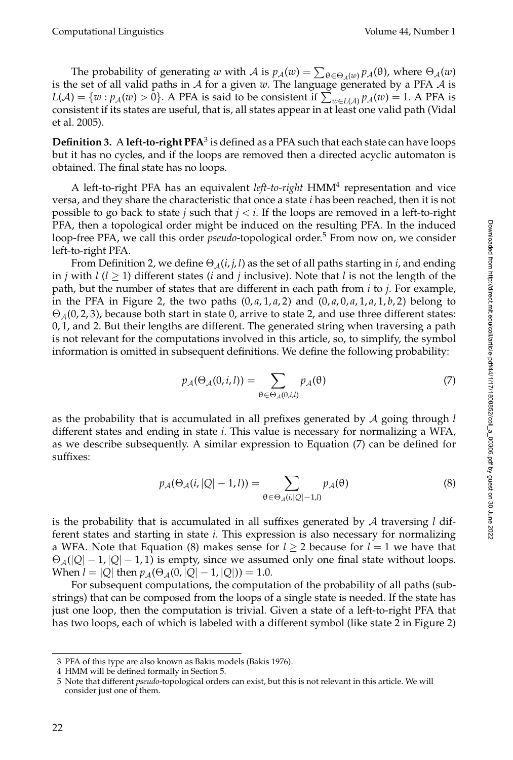The probability of generating $w$ with $\mathcal{A}$ is $p_{\mathcal{A}}(w) = \sum_{\theta \in \Theta_{\mathcal{A}}(w)} p_{\mathcal{A}}(\theta)$, where $\Theta_{\mathcal{A}}(w)$ is the set of all valid paths in $\mathcal{A}$ for a given $w$. The language generated by a PFA $\mathcal{A}$ is $L(\mathcal{A}) = \{w : p_{\mathcal{A}}(w) > 0\}$. A PFA is said to be consistent if $\sum_{w \in L(\mathcal{A})} p_{\mathcal{A}}(w) = 1$. A PFA is consistent if its states are useful, that is, all states appear in at least one valid path (Vidal et al. 2005).

**Definition 3.** A **left-to-right PFA**[3] is defined as a PFA such that each state can have loops but it has no cycles, and if the loops are removed then a directed acyclic automaton is obtained. The final state has no loops.

A left-to-right PFA has an equivalent *left-to-right* HMM[4] representation and vice versa, and they share the characteristic that once a state $i$ has been reached, then it is not possible to go back to state $j$ such that $j < i$. If the loops are removed in a left-to-right PFA, then a topological order might be induced on the resulting PFA. In the induced loop-free PFA, we call this order *pseudo*-topological order.[5] From now on, we consider left-to-right PFA.

From Definition 2, we define $\Theta_{\mathcal{A}}(i, j, l)$ as the set of all paths starting in $i$, and ending in $j$ with $l$ ($l \geq 1$) different states ($i$ and $j$ inclusive). Note that $l$ is not the length of the path, but the number of states that are different in each path from $i$ to $j$. For example, in the PFA in Figure 2, the two paths $(0, a, 1, a, 2)$ and $(0, a, 0, a, 1, a, 1, b, 2)$ belong to $\Theta_{\mathcal{A}}(0, 2, 3)$, because both start in state 0, arrive to state 2, and use three different states: $0, 1$, and 2. But their lengths are different. The generated string when traversing a path is not relevant for the computations involved in this article, so, to simplify, the symbol information is omitted in subsequent definitions. We define the following probability:

$$p_{\mathcal{A}}(\Theta_{\mathcal{A}}(0, i, l)) = \sum_{\theta \in \Theta_{\mathcal{A}}(0,i,l)} p_{\mathcal{A}}(\theta) \tag{7}$$

as the probability that is accumulated in all prefixes generated by $\mathcal{A}$ going through $l$ different states and ending in state $i$. This value is necessary for normalizing a WFA, as we describe subsequently. A similar expression to Equation (7) can be defined for suffixes:

$$p_{\mathcal{A}}(\Theta_{\mathcal{A}}(i, |Q| - 1, l)) = \sum_{\theta \in \Theta_{\mathcal{A}}(i,|Q|-1,l)} p_{\mathcal{A}}(\theta) \tag{8}$$

is the probability that is accumulated in all suffixes generated by $\mathcal{A}$ traversing $l$ different states and starting in state $i$. This expression is also necessary for normalizing a WFA. Note that Equation (8) makes sense for $l \geq 2$ because for $l = 1$ we have that $\Theta_{\mathcal{A}}(|Q| - 1, |Q| - 1, 1)$ is empty, since we assumed only one final state without loops. When $l = |Q|$ then $p_{\mathcal{A}}(\Theta_{\mathcal{A}}(0, |Q| - 1, |Q|)) = 1.0$.

For subsequent computations, the computation of the probability of all paths (substrings) that can be composed from the loops of a single state is needed. If the state has just one loop, then the computation is trivial. Given a state of a left-to-right PFA that has two loops, each of which is labeled with a different symbol (like state 2 in Figure 2)

---

3 PFA of this type are also known as Bakis models (Bakis 1976).

4 HMM will be defined formally in Section 5.

5 Note that different *pseudo*-topological orders can exist, but this is not relevant in this article. We will consider just one of them.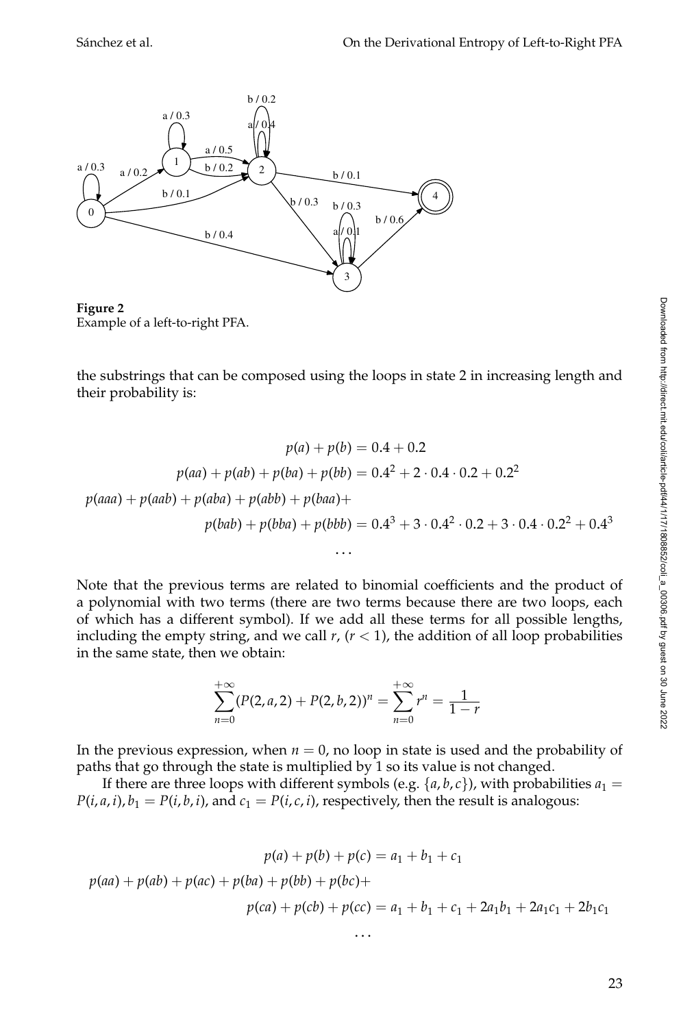**Figure 2**
Example of a left-to-right PFA.

the substrings that can be composed using the loops in state 2 in increasing length and their probability is:

$$
\begin{aligned}
p(a) + p(b) &= 0.4 + 0.2 \\
p(aa) + p(ab) + p(ba) + p(bb) &= 0.4^2 + 2 \cdot 0.4 \cdot 0.2 + 0.2^2 \\
p(aaa) + p(aab) + p(aba) + p(abb) + p(baa) + & \\
p(bab) + p(bba) + p(bbb) &= 0.4^3 + 3 \cdot 0.4^2 \cdot 0.2 + 3 \cdot 0.4 \cdot 0.2^2 + 0.4^3 \\
&\ldots
\end{aligned}
$$

Note that the previous terms are related to binomial coefficients and the product of a polynomial with two terms (there are two terms because there are two loops, each of which has a different symbol). If we add all these terms for all possible lengths, including the empty string, and we call $r$, $(r < 1)$, the addition of all loop probabilities in the same state, then we obtain:

$$
\sum_{n=0}^{+\infty} (P(2, a, 2) + P(2, b, 2))^n = \sum_{n=0}^{+\infty} r^n = \frac{1}{1 - r}
$$

In the previous expression, when $n = 0$, no loop in state is used and the probability of paths that go through the state is multiplied by 1 so its value is not changed.

If there are three loops with different symbols (e.g. $\{a, b, c\}$), with probabilities $a_1 = P(i, a, i), b_1 = P(i, b, i)$, and $c_1 = P(i, c, i)$, respectively, then the result is analogous:

$$
\begin{aligned}
p(a) + p(b) + p(c) &= a_1 + b_1 + c_1 \\
p(aa) + p(ab) + p(ac) + p(ba) + p(bb) + p(bc) + & \\
p(ca) + p(cb) + p(cc) &= a_1 + b_1 + c_1 + 2a_1b_1 + 2a_1c_1 + 2b_1c_1 \\
&\ldots
\end{aligned}
$$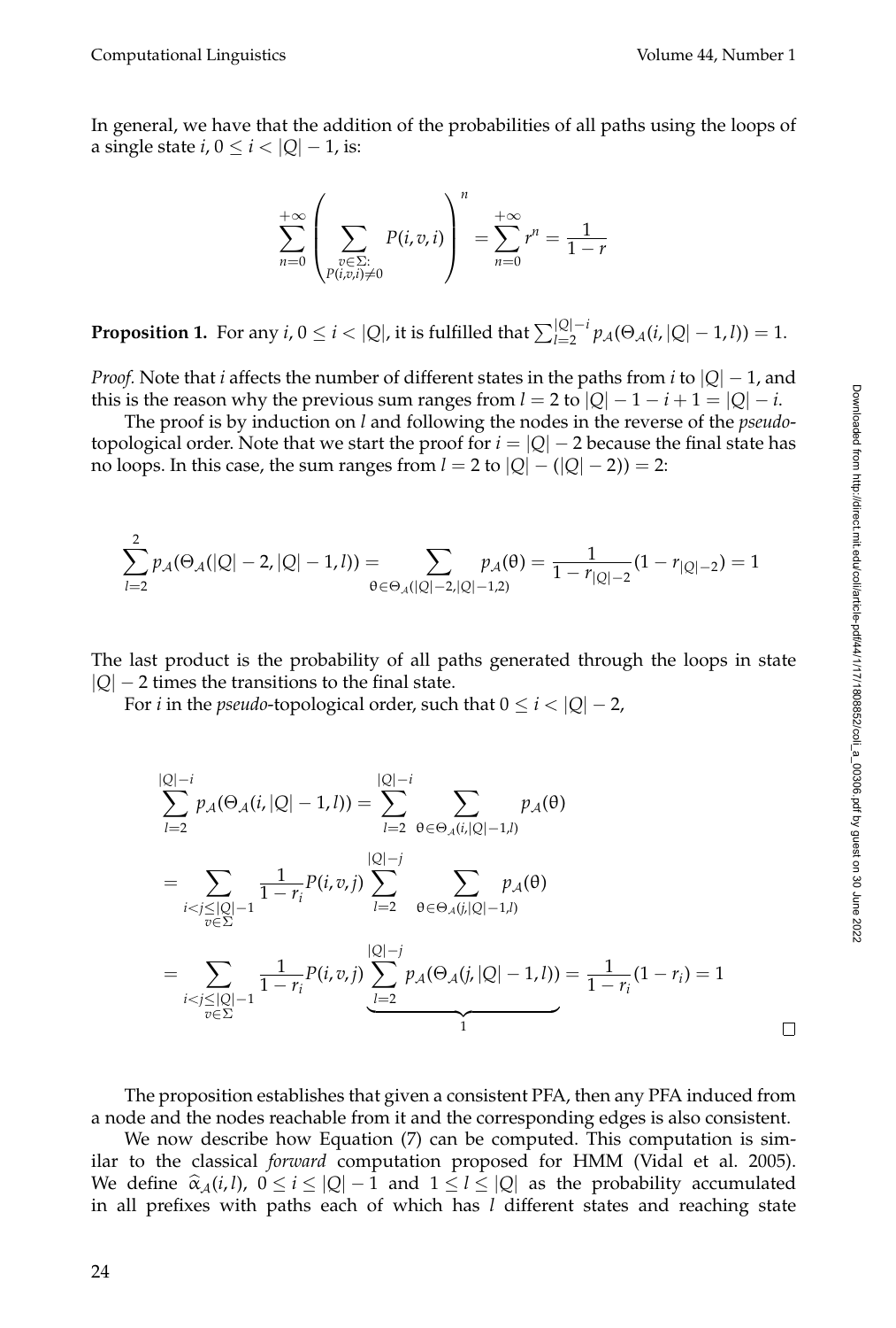In general, we have that the addition of the probabilities of all paths using the loops of a single state $i$, $0 \leq i < |Q| - 1$, is:

$$\sum_{n=0}^{+\infty} \left( \sum_{\substack{v \in \Sigma: \\ P(i,v,i) \neq 0}} P(i,v,i) \right)^n = \sum_{n=0}^{+\infty} r^n = \frac{1}{1-r}$$

**Proposition 1.** For any $i$, $0 \leq i < |Q|$, it is fulfilled that $\sum_{l=2}^{|Q|-i} p_{\mathcal{A}}(\Theta_{\mathcal{A}}(i, |Q|-1, l)) = 1$.

*Proof.* Note that $i$ affects the number of different states in the paths from $i$ to $|Q| - 1$, and this is the reason why the previous sum ranges from $l = 2$ to $|Q| - 1 - i + 1 = |Q| - i$.

The proof is by induction on $l$ and following the nodes in the reverse of the *pseudo*-topological order. Note that we start the proof for $i = |Q| - 2$ because the final state has no loops. In this case, the sum ranges from $l = 2$ to $|Q| - (|Q| - 2)) = 2$:

$$\sum_{l=2}^{2} p_{\mathcal{A}}(\Theta_{\mathcal{A}}(|Q|-2, |Q|-1, l)) = \sum_{\theta \in \Theta_{\mathcal{A}}(|Q|-2,|Q|-1,2)} p_{\mathcal{A}}(\theta) = \frac{1}{1 - r_{|Q|-2}}(1 - r_{|Q|-2}) = 1$$

The last product is the probability of all paths generated through the loops in state $|Q| - 2$ times the transitions to the final state.

For $i$ in the *pseudo*-topological order, such that $0 \leq i < |Q| - 2$,

$$\begin{aligned}
\sum_{l=2}^{|Q|-i} p_{\mathcal{A}}(\Theta_{\mathcal{A}}(i, |Q|-1, l)) &= \sum_{l=2}^{|Q|-i} \sum_{\theta \in \Theta_{\mathcal{A}}(i,|Q|-1,l)} p_{\mathcal{A}}(\theta) \\
&= \sum_{\substack{i<j\leq|Q|-1 \\ v \in \Sigma}} \frac{1}{1-r_i} P(i,v,j) \sum_{l=2}^{|Q|-j} \sum_{\theta \in \Theta_{\mathcal{A}}(j,|Q|-1,l)} p_{\mathcal{A}}(\theta) \\
&= \sum_{\substack{i<j\leq|Q|-1 \\ v \in \Sigma}} \frac{1}{1-r_i} P(i,v,j) \underbrace{\sum_{l=2}^{|Q|-j} p_{\mathcal{A}}(\Theta_{\mathcal{A}}(j, |Q|-1, l))}_{1} = \frac{1}{1-r_i}(1 - r_i) = 1
\end{aligned}$$

□

The proposition establishes that given a consistent PFA, then any PFA induced from a node and the nodes reachable from it and the corresponding edges is also consistent.

We now describe how Equation (7) can be computed. This computation is similar to the classical *forward* computation proposed for HMM (Vidal et al. 2005). We define $\widehat{\alpha}_{\mathcal{A}}(i, l)$, $0 \leq i \leq |Q| - 1$ and $1 \leq l \leq |Q|$ as the probability accumulated in all prefixes with paths each of which has $l$ different states and reaching state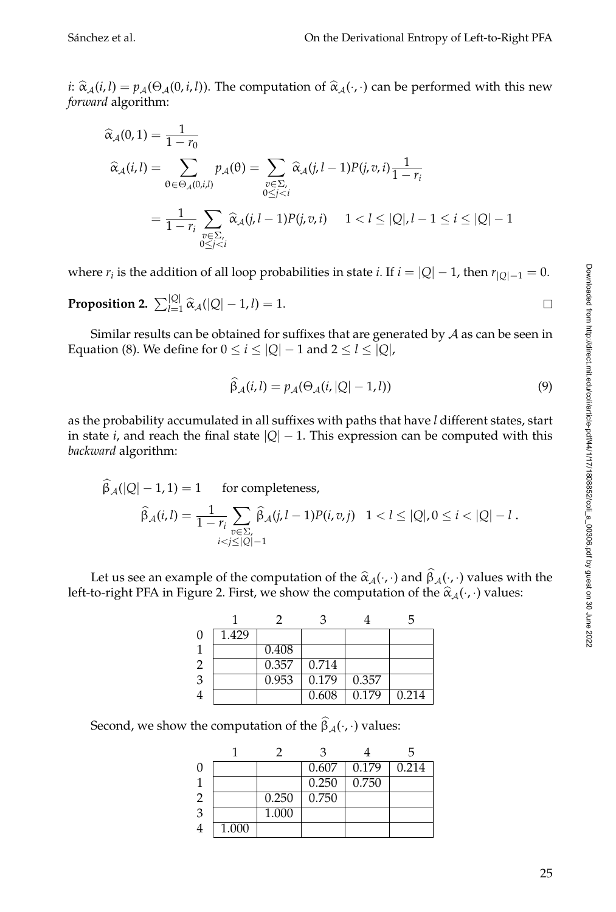$i$: $\widehat{\alpha}_{\mathcal{A}}(i,l) = p_{\mathcal{A}}(\Theta_{\mathcal{A}}(0,i,l))$. The computation of $\widehat{\alpha}_{\mathcal{A}}(\cdot,\cdot)$ can be performed with this new *forward* algorithm:

$$
\begin{aligned}
\widehat{\alpha}_{\mathcal{A}}(0,1) &= \frac{1}{1-r_0} \\
\widehat{\alpha}_{\mathcal{A}}(i,l) &= \sum_{\theta \in \Theta_{\mathcal{A}}(0,i,l)} p_{\mathcal{A}}(\theta) = \sum_{\substack{v \in \Sigma, \\ 0 \leq j < i}} \widehat{\alpha}_{\mathcal{A}}(j,l-1) P(j,v,i) \frac{1}{1-r_i} \\
&= \frac{1}{1-r_i} \sum_{\substack{v \in \Sigma, \\ 0 \leq j < i}} \widehat{\alpha}_{\mathcal{A}}(j,l-1) P(j,v,i) \qquad 1 < l \leq |Q|, l-1 \leq i \leq |Q|-1
\end{aligned}
$$

where $r_i$ is the addition of all loop probabilities in state $i$. If $i = |Q|-1$, then $r_{|Q|-1} = 0$.

**Proposition 2.** $\sum_{l=1}^{|Q|} \widehat{\alpha}_{\mathcal{A}}(|Q|-1,l) = 1$. □

Similar results can be obtained for suffixes that are generated by $\mathcal{A}$ as can be seen in Equation (8). We define for $0 \leq i \leq |Q|-1$ and $2 \leq l \leq |Q|$,

$$
\widehat{\beta}_{\mathcal{A}}(i,l) = p_{\mathcal{A}}(\Theta_{\mathcal{A}}(i,|Q|-1,l)) \tag{9}
$$

as the probability accumulated in all suffixes with paths that have $l$ different states, start in state $i$, and reach the final state $|Q|-1$. This expression can be computed with this *backward* algorithm:

$$
\begin{aligned}
\widehat{\beta}_{\mathcal{A}}(|Q|-1,1) &= 1 \qquad \text{for completeness,} \\
\widehat{\beta}_{\mathcal{A}}(i,l) &= \frac{1}{1-r_i} \sum_{\substack{v \in \Sigma, \\ i < j \leq |Q|-1}} \widehat{\beta}_{\mathcal{A}}(j,l-1) P(i,v,j) \quad 1 < l \leq |Q|, 0 \leq i < |Q|-l\,.
\end{aligned}
$$

Let us see an example of the computation of the $\widehat{\alpha}_{\mathcal{A}}(\cdot,\cdot)$ and $\widehat{\beta}_{\mathcal{A}}(\cdot,\cdot)$ values with the left-to-right PFA in Figure 2. First, we show the computation of the $\widehat{\alpha}_{\mathcal{A}}(\cdot,\cdot)$ values:

| | 1 | 2 | 3 | 4 | 5 |
|---|---|---|---|---|---|
| 0 | 1.429 | | | | |
| 1 | | 0.408 | | | |
| 2 | | 0.357 | 0.714 | | |
| 3 | | 0.953 | 0.179 | 0.357 | |
| 4 | | | 0.608 | 0.179 | 0.214 |

Second, we show the computation of the $\widehat{\beta}_{\mathcal{A}}(\cdot,\cdot)$ values:

| | 1 | 2 | 3 | 4 | 5 |
|---|---|---|---|---|---|
| 0 | | | 0.607 | 0.179 | 0.214 |
| 1 | | | 0.250 | 0.750 | |
| 2 | | 0.250 | 0.750 | | |
| 3 | | 1.000 | | | |
| 4 | 1.000 | | | | |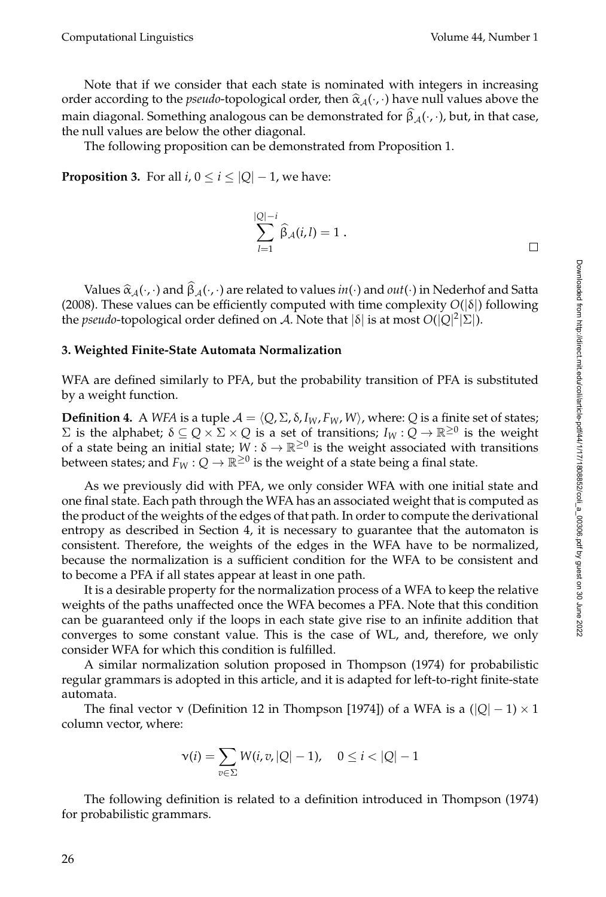Note that if we consider that each state is nominated with integers in increasing order according to the *pseudo*-topological order, then $\widehat{\alpha}_{\mathcal{A}}(\cdot,\cdot)$ have null values above the main diagonal. Something analogous can be demonstrated for $\widehat{\beta}_{\mathcal{A}}(\cdot,\cdot)$, but, in that case, the null values are below the other diagonal.

The following proposition can be demonstrated from Proposition 1.

**Proposition 3.** For all $i$, $0 \leq i \leq |Q| - 1$, we have:

$$\sum_{l=1}^{|Q|-i} \widehat{\beta}_{\mathcal{A}}(i,l) = 1 \ .$$

□

Values $\widehat{\alpha}_{\mathcal{A}}(\cdot,\cdot)$ and $\widehat{\beta}_{\mathcal{A}}(\cdot,\cdot)$ are related to values $in(\cdot)$ and $out(\cdot)$ in Nederhof and Satta (2008). These values can be efficiently computed with time complexity $O(|\delta|)$ following the *pseudo*-topological order defined on $\mathcal{A}$. Note that $|\delta|$ is at most $O(|Q|^2|\Sigma|)$.

### 3. Weighted Finite-State Automata Normalization

WFA are defined similarly to PFA, but the probability transition of PFA is substituted by a weight function.

**Definition 4.** A *WFA* is a tuple $\mathcal{A} = \langle Q, \Sigma, \delta, I_W, F_W, W \rangle$, where: $Q$ is a finite set of states; $\Sigma$ is the alphabet; $\delta \subseteq Q \times \Sigma \times Q$ is a set of transitions; $I_W : Q \rightarrow \mathbb{R}^{\geq 0}$ is the weight of a state being an initial state; $W : \delta \rightarrow \mathbb{R}^{\geq 0}$ is the weight associated with transitions between states; and $F_W : Q \rightarrow \mathbb{R}^{\geq 0}$ is the weight of a state being a final state.

As we previously did with PFA, we only consider WFA with one initial state and one final state. Each path through the WFA has an associated weight that is computed as the product of the weights of the edges of that path. In order to compute the derivational entropy as described in Section 4, it is necessary to guarantee that the automaton is consistent. Therefore, the weights of the edges in the WFA have to be normalized, because the normalization is a sufficient condition for the WFA to be consistent and to become a PFA if all states appear at least in one path.

It is a desirable property for the normalization process of a WFA to keep the relative weights of the paths unaffected once the WFA becomes a PFA. Note that this condition can be guaranteed only if the loops in each state give rise to an infinite addition that converges to some constant value. This is the case of WL, and, therefore, we only consider WFA for which this condition is fulfilled.

A similar normalization solution proposed in Thompson (1974) for probabilistic regular grammars is adopted in this article, and it is adapted for left-to-right finite-state automata.

The final vector $\nu$ (Definition 12 in Thompson [1974]) of a WFA is a $(|Q| - 1) \times 1$ column vector, where:

$$\nu(i) = \sum_{v \in \Sigma} W(i, v, |Q| - 1), \quad 0 \leq i < |Q| - 1$$

The following definition is related to a definition introduced in Thompson (1974) for probabilistic grammars.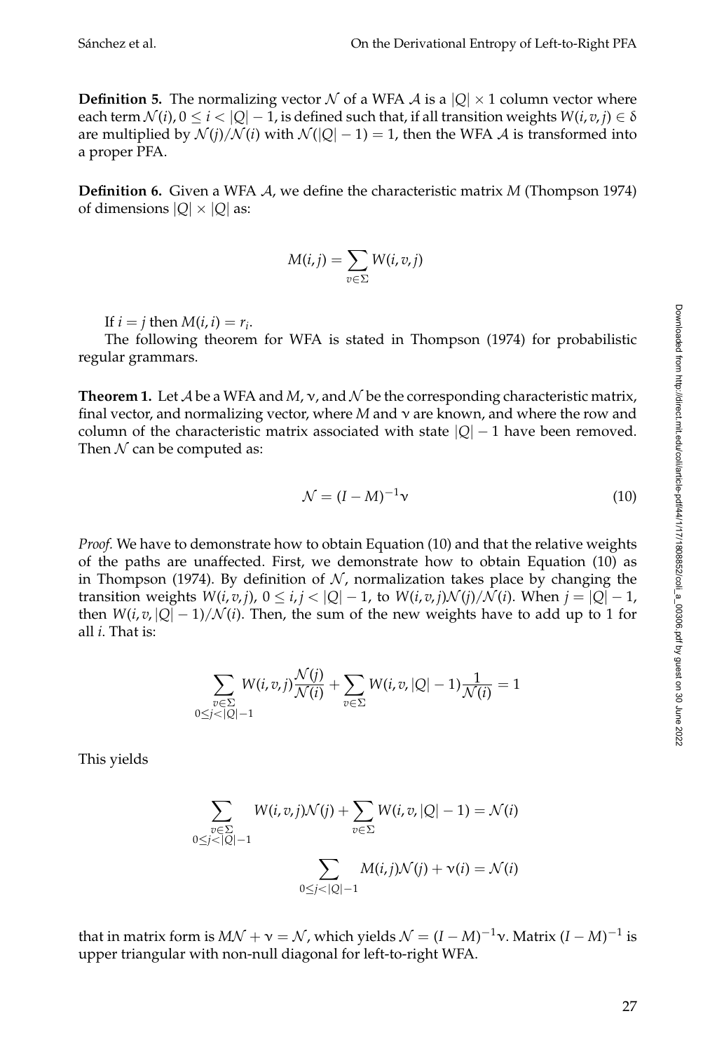**Definition 5.** The normalizing vector $\mathcal{N}$ of a WFA $\mathcal{A}$ is a $|Q| \times 1$ column vector where each term $\mathcal{N}(i)$, $0 \leq i < |Q| - 1$, is defined such that, if all transition weights $W(i, v, j) \in \delta$ are multiplied by $\mathcal{N}(j)/\mathcal{N}(i)$ with $\mathcal{N}(|Q| - 1) = 1$, then the WFA $\mathcal{A}$ is transformed into a proper PFA.

**Definition 6.** Given a WFA $\mathcal{A}$, we define the characteristic matrix $M$ (Thompson 1974) of dimensions $|Q| \times |Q|$ as:

$$M(i, j) = \sum_{v \in \Sigma} W(i, v, j)$$

If $i = j$ then $M(i, i) = r_i$.

The following theorem for WFA is stated in Thompson (1974) for probabilistic regular grammars.

**Theorem 1.** Let $\mathcal{A}$ be a WFA and $M$, $\nu$, and $\mathcal{N}$ be the corresponding characteristic matrix, final vector, and normalizing vector, where $M$ and $\nu$ are known, and where the row and column of the characteristic matrix associated with state $|Q| - 1$ have been removed. Then $\mathcal{N}$ can be computed as:

$$\mathcal{N} = (I - M)^{-1} \nu \tag{10}$$

*Proof.* We have to demonstrate how to obtain Equation (10) and that the relative weights of the paths are unaffected. First, we demonstrate how to obtain Equation (10) as in Thompson (1974). By definition of $\mathcal{N}$, normalization takes place by changing the transition weights $W(i, v, j)$, $0 \leq i, j < |Q| - 1$, to $W(i, v, j)\mathcal{N}(j)/\mathcal{N}(i)$. When $j = |Q| - 1$, then $W(i, v, |Q| - 1)/\mathcal{N}(i)$. Then, the sum of the new weights have to add up to 1 for all $i$. That is:

$$\sum_{\substack{v \in \Sigma \\ 0 \leq j < |Q|-1}} W(i, v, j) \frac{\mathcal{N}(j)}{\mathcal{N}(i)} + \sum_{v \in \Sigma} W(i, v, |Q| - 1) \frac{1}{\mathcal{N}(i)} = 1$$

This yields

$$\sum_{\substack{v \in \Sigma \\ 0 \leq j < |Q|-1}} W(i, v, j)\mathcal{N}(j) + \sum_{v \in \Sigma} W(i, v, |Q| - 1) = \mathcal{N}(i)$$

$$\sum_{0 \leq j < |Q|-1} M(i, j)\mathcal{N}(j) + \nu(i) = \mathcal{N}(i)$$

that in matrix form is $M\mathcal{N} + \nu = \mathcal{N}$, which yields $\mathcal{N} = (I - M)^{-1}\nu$. Matrix $(I - M)^{-1}$ is upper triangular with non-null diagonal for left-to-right WFA.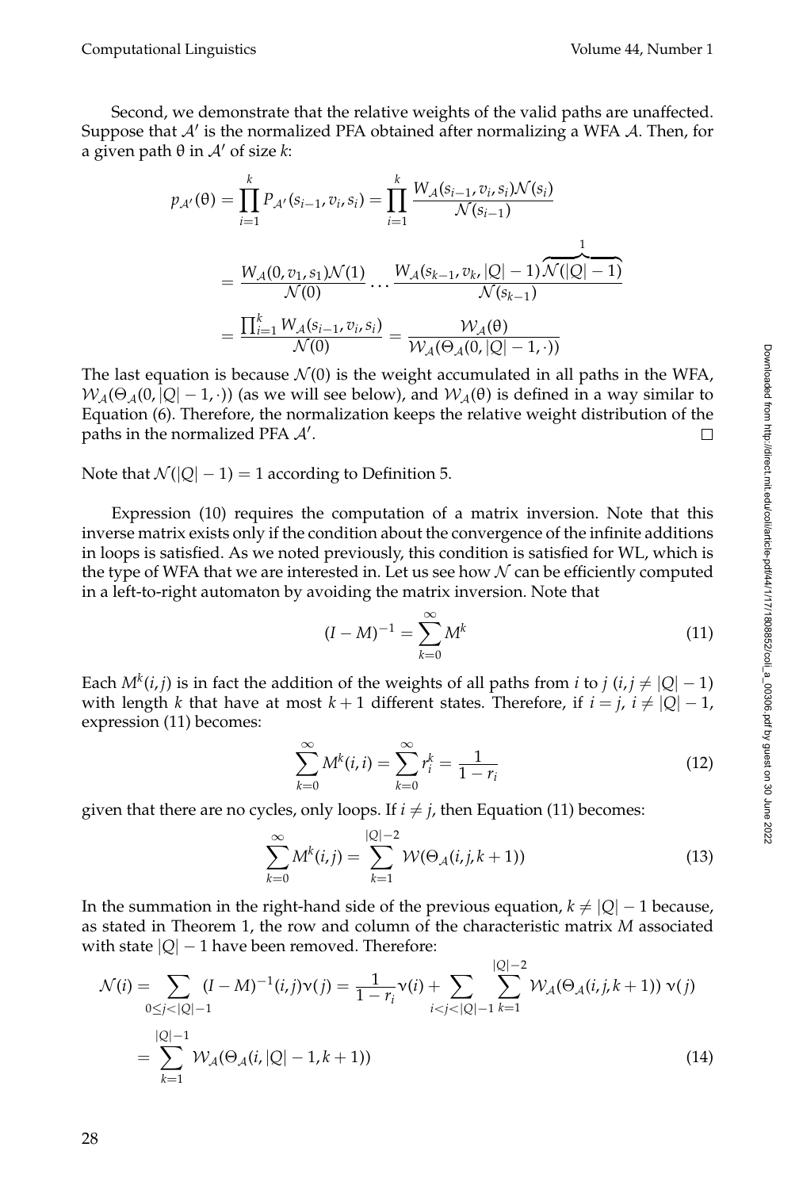Second, we demonstrate that the relative weights of the valid paths are unaffected. Suppose that $\mathcal{A}'$ is the normalized PFA obtained after normalizing a WFA $\mathcal{A}$. Then, for a given path $\theta$ in $\mathcal{A}'$ of size $k$:

$$p_{\mathcal{A}'}(\theta) = \prod_{i=1}^{k} P_{\mathcal{A}'}(s_{i-1}, v_i, s_i) = \prod_{i=1}^{k} \frac{W_{\mathcal{A}}(s_{i-1}, v_i, s_i)\mathcal{N}(s_i)}{\mathcal{N}(s_{i-1})}$$

$$= \frac{W_{\mathcal{A}}(0, v_1, s_1)\mathcal{N}(1)}{\mathcal{N}(0)} \cdots \frac{W_{\mathcal{A}}(s_{k-1}, v_k, |Q|-1)\overbrace{\mathcal{N}(|Q|-1)}^{1}}{\mathcal{N}(s_{k-1})}$$

$$= \frac{\prod_{i=1}^{k} W_{\mathcal{A}}(s_{i-1}, v_i, s_i)}{\mathcal{N}(0)} = \frac{\mathcal{W}_{\mathcal{A}}(\theta)}{\mathcal{W}_{\mathcal{A}}(\Theta_{\mathcal{A}}(0, |Q|-1, \cdot))}$$

The last equation is because $\mathcal{N}(0)$ is the weight accumulated in all paths in the WFA, $\mathcal{W}_{\mathcal{A}}(\Theta_{\mathcal{A}}(0, |Q|-1, \cdot))$ (as we will see below), and $\mathcal{W}_{\mathcal{A}}(\theta)$ is defined in a way similar to Equation (6). Therefore, the normalization keeps the relative weight distribution of the paths in the normalized PFA $\mathcal{A}'$. □

Note that $\mathcal{N}(|Q|-1) = 1$ according to Definition 5.

Expression (10) requires the computation of a matrix inversion. Note that this inverse matrix exists only if the condition about the convergence of the infinite additions in loops is satisfied. As we noted previously, this condition is satisfied for WL, which is the type of WFA that we are interested in. Let us see how $\mathcal{N}$ can be efficiently computed in a left-to-right automaton by avoiding the matrix inversion. Note that

$$(I - M)^{-1} = \sum_{k=0}^{\infty} M^k \tag{11}$$

Each $M^k(i, j)$ is in fact the addition of the weights of all paths from $i$ to $j$ ($i, j \neq |Q|-1$) with length $k$ that have at most $k+1$ different states. Therefore, if $i = j$, $i \neq |Q|-1$, expression (11) becomes:

$$\sum_{k=0}^{\infty} M^k(i, i) = \sum_{k=0}^{\infty} r_i^k = \frac{1}{1 - r_i} \tag{12}$$

given that there are no cycles, only loops. If $i \neq j$, then Equation (11) becomes:

$$\sum_{k=0}^{\infty} M^k(i, j) = \sum_{k=1}^{|Q|-2} \mathcal{W}(\Theta_{\mathcal{A}}(i, j, k+1)) \tag{13}$$

In the summation in the right-hand side of the previous equation, $k \neq |Q|-1$ because, as stated in Theorem 1, the row and column of the characteristic matrix $M$ associated with state $|Q|-1$ have been removed. Therefore:

$$\mathcal{N}(i) = \sum_{0 \leq j < |Q|-1} (I - M)^{-1}(i, j)\nu(j) = \frac{1}{1 - r_i}\nu(i) + \sum_{i < j < |Q|-1} \sum_{k=1}^{|Q|-2} \mathcal{W}_{\mathcal{A}}(\Theta_{\mathcal{A}}(i, j, k+1))\, \nu(j)$$

$$= \sum_{k=1}^{|Q|-1} \mathcal{W}_{\mathcal{A}}(\Theta_{\mathcal{A}}(i, |Q|-1, k+1)) \tag{14}$$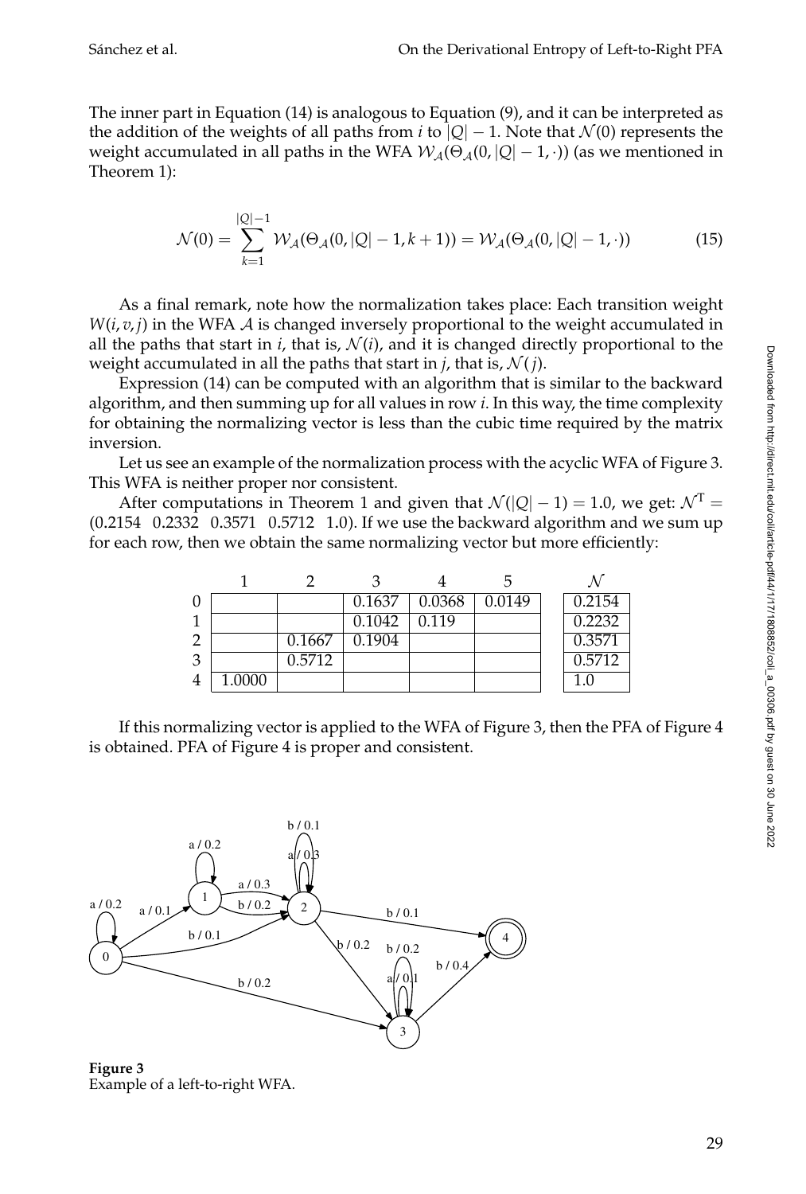The inner part in Equation (14) is analogous to Equation (9), and it can be interpreted as the addition of the weights of all paths from $i$ to $|Q|-1$. Note that $\mathcal{N}(0)$ represents the weight accumulated in all paths in the WFA $\mathcal{W}_{\mathcal{A}}(\Theta_{\mathcal{A}}(0, |Q|-1, \cdot))$ (as we mentioned in Theorem 1):

$$\mathcal{N}(0) = \sum_{k=1}^{|Q|-1} \mathcal{W}_{\mathcal{A}}(\Theta_{\mathcal{A}}(0, |Q|-1, k+1)) = \mathcal{W}_{\mathcal{A}}(\Theta_{\mathcal{A}}(0, |Q|-1, \cdot)) \tag{15}$$

As a final remark, note how the normalization takes place: Each transition weight $W(i, v, j)$ in the WFA $\mathcal{A}$ is changed inversely proportional to the weight accumulated in all the paths that start in $i$, that is, $\mathcal{N}(i)$, and it is changed directly proportional to the weight accumulated in all the paths that start in $j$, that is, $\mathcal{N}(j)$.

Expression (14) can be computed with an algorithm that is similar to the backward algorithm, and then summing up for all values in row $i$. In this way, the time complexity for obtaining the normalizing vector is less than the cubic time required by the matrix inversion.

Let us see an example of the normalization process with the acyclic WFA of Figure 3. This WFA is neither proper nor consistent.

After computations in Theorem 1 and given that $\mathcal{N}(|Q|-1) = 1.0$, we get: $\mathcal{N}^{\mathrm{T}} = (0.2154 \;\; 0.2332 \;\; 0.3571 \;\; 0.5712 \;\; 1.0)$. If we use the backward algorithm and we sum up for each row, then we obtain the same normalizing vector but more efficiently:

| | 1 | 2 | 3 | 4 | 5 | $\mathcal{N}$ |
|---|---|---|---|---|---|---|
| 0 | | | 0.1637 | 0.0368 | 0.0149 | 0.2154 |
| 1 | | | 0.1042 | 0.119 | | 0.2232 |
| 2 | | 0.1667 | 0.1904 | | | 0.3571 |
| 3 | | 0.5712 | | | | 0.5712 |
| 4 | 1.0000 | | | | | 1.0 |

If this normalizing vector is applied to the WFA of Figure 3, then the PFA of Figure 4 is obtained. PFA of Figure 4 is proper and consistent.

**Figure 3**
Example of a left-to-right WFA.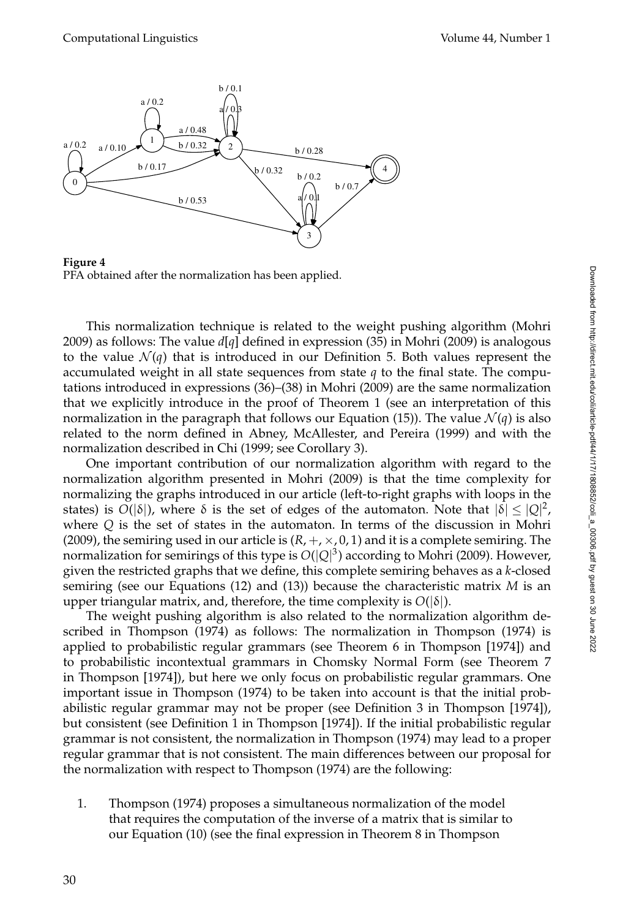**Figure 4**
PFA obtained after the normalization has been applied.

This normalization technique is related to the weight pushing algorithm (Mohri 2009) as follows: The value $d[q]$ defined in expression (35) in Mohri (2009) is analogous to the value $\mathcal{N}(q)$ that is introduced in our Definition 5. Both values represent the accumulated weight in all state sequences from state $q$ to the final state. The computations introduced in expressions (36)–(38) in Mohri (2009) are the same normalization that we explicitly introduce in the proof of Theorem 1 (see an interpretation of this normalization in the paragraph that follows our Equation (15)). The value $\mathcal{N}(q)$ is also related to the norm defined in Abney, McAllester, and Pereira (1999) and with the normalization described in Chi (1999; see Corollary 3).

One important contribution of our normalization algorithm with regard to the normalization algorithm presented in Mohri (2009) is that the time complexity for normalizing the graphs introduced in our article (left-to-right graphs with loops in the states) is $O(|\delta|)$, where $\delta$ is the set of edges of the automaton. Note that $|\delta| \leq |Q|^2$, where $Q$ is the set of states in the automaton. In terms of the discussion in Mohri (2009), the semiring used in our article is $(R, +, \times, 0, 1)$ and it is a complete semiring. The normalization for semirings of this type is $O(|Q|^3)$ according to Mohri (2009). However, given the restricted graphs that we define, this complete semiring behaves as a $k$-closed semiring (see our Equations (12) and (13)) because the characteristic matrix $M$ is an upper triangular matrix, and, therefore, the time complexity is $O(|\delta|)$.

The weight pushing algorithm is also related to the normalization algorithm described in Thompson (1974) as follows: The normalization in Thompson (1974) is applied to probabilistic regular grammars (see Theorem 6 in Thompson [1974]) and to probabilistic incontextual grammars in Chomsky Normal Form (see Theorem 7 in Thompson [1974]), but here we only focus on probabilistic regular grammars. One important issue in Thompson (1974) to be taken into account is that the initial probabilistic regular grammar may not be proper (see Definition 3 in Thompson [1974]), but consistent (see Definition 1 in Thompson [1974]). If the initial probabilistic regular grammar is not consistent, the normalization in Thompson (1974) may lead to a proper regular grammar that is not consistent. The main differences between our proposal for the normalization with respect to Thompson (1974) are the following:

1. Thompson (1974) proposes a simultaneous normalization of the model that requires the computation of the inverse of a matrix that is similar to our Equation (10) (see the final expression in Theorem 8 in Thompson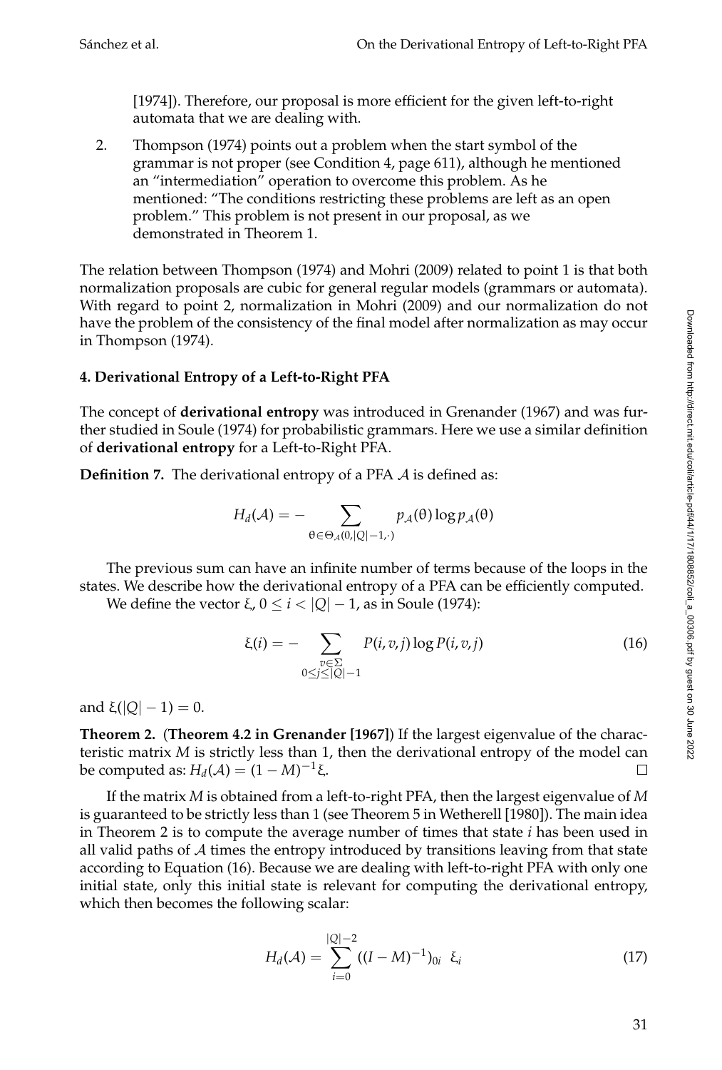[1974]). Therefore, our proposal is more efficient for the given left-to-right automata that we are dealing with.

2. Thompson (1974) points out a problem when the start symbol of the grammar is not proper (see Condition 4, page 611), although he mentioned an "intermediation" operation to overcome this problem. As he mentioned: "The conditions restricting these problems are left as an open problem." This problem is not present in our proposal, as we demonstrated in Theorem 1.

The relation between Thompson (1974) and Mohri (2009) related to point 1 is that both normalization proposals are cubic for general regular models (grammars or automata). With regard to point 2, normalization in Mohri (2009) and our normalization do not have the problem of the consistency of the final model after normalization as may occur in Thompson (1974).

## 4. Derivational Entropy of a Left-to-Right PFA

The concept of **derivational entropy** was introduced in Grenander (1967) and was further studied in Soule (1974) for probabilistic grammars. Here we use a similar definition of **derivational entropy** for a Left-to-Right PFA.

**Definition 7.** The derivational entropy of a PFA $\mathcal{A}$ is defined as:

$$H_d(\mathcal{A}) = - \sum_{\theta \in \Theta_{\mathcal{A}}(0, |Q|-1, \cdot)} p_{\mathcal{A}}(\theta) \log p_{\mathcal{A}}(\theta)$$

The previous sum can have an infinite number of terms because of the loops in the states. We describe how the derivational entropy of a PFA can be efficiently computed.

We define the vector $\xi$, $0 \leq i < |Q| - 1$, as in Soule (1974):

$$\xi(i) = - \sum_{\substack{v \in \Sigma \\ 0 \leq j \leq |Q|-1}} P(i, v, j) \log P(i, v, j) \tag{16}$$

and $\xi(|Q| - 1) = 0$.

**Theorem 2.** (**Theorem 4.2 in Grenander [1967]**) If the largest eigenvalue of the characteristic matrix $M$ is strictly less than 1, then the derivational entropy of the model can be computed as: $H_d(\mathcal{A}) = (1 - M)^{-1} \xi$. □

If the matrix $M$ is obtained from a left-to-right PFA, then the largest eigenvalue of $M$ is guaranteed to be strictly less than 1 (see Theorem 5 in Wetherell [1980]). The main idea in Theorem 2 is to compute the average number of times that state $i$ has been used in all valid paths of $\mathcal{A}$ times the entropy introduced by transitions leaving from that state according to Equation (16). Because we are dealing with left-to-right PFA with only one initial state, only this initial state is relevant for computing the derivational entropy, which then becomes the following scalar:

$$H_d(\mathcal{A}) = \sum_{i=0}^{|Q|-2} ((I - M)^{-1})_{0i} \;\; \xi_i \tag{17}$$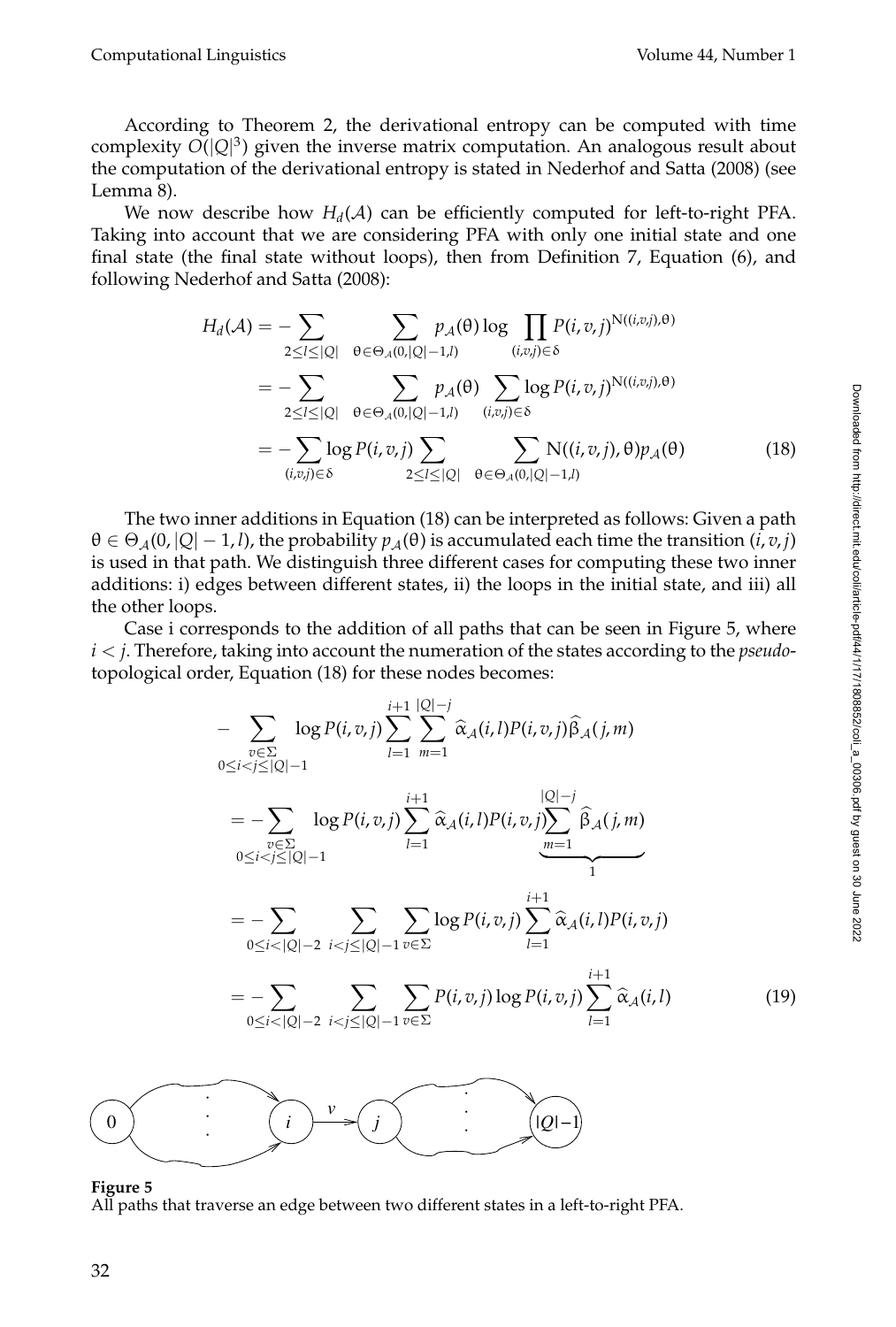According to Theorem 2, the derivational entropy can be computed with time complexity $O(|Q|^3)$ given the inverse matrix computation. An analogous result about the computation of the derivational entropy is stated in Nederhof and Satta (2008) (see Lemma 8).

We now describe how $H_d(\mathcal{A})$ can be efficiently computed for left-to-right PFA. Taking into account that we are considering PFA with only one initial state and one final state (the final state without loops), then from Definition 7, Equation (6), and following Nederhof and Satta (2008):

$$
\begin{aligned}
H_d(\mathcal{A}) &= -\sum_{2 \leq l \leq |Q|} \sum_{\theta \in \Theta_{\mathcal{A}}(0,|Q|-1,l)} p_{\mathcal{A}}(\theta) \log \prod_{(i,v,j) \in \delta} P(i,v,j)^{\mathrm{N}((i,v,j),\theta)} \\
&= -\sum_{2 \leq l \leq |Q|} \sum_{\theta \in \Theta_{\mathcal{A}}(0,|Q|-1,l)} p_{\mathcal{A}}(\theta) \sum_{(i,v,j) \in \delta} \log P(i,v,j)^{\mathrm{N}((i,v,j),\theta)} \\
&= -\sum_{(i,v,j) \in \delta} \log P(i,v,j) \sum_{2 \leq l \leq |Q|} \sum_{\theta \in \Theta_{\mathcal{A}}(0,|Q|-1,l)} \mathrm{N}((i,v,j),\theta) p_{\mathcal{A}}(\theta) \qquad (18)
\end{aligned}
$$

The two inner additions in Equation (18) can be interpreted as follows: Given a path $\theta \in \Theta_{\mathcal{A}}(0,|Q|-1,l)$, the probability $p_{\mathcal{A}}(\theta)$ is accumulated each time the transition $(i,v,j)$ is used in that path. We distinguish three different cases for computing these two inner additions: i) edges between different states, ii) the loops in the initial state, and iii) all the other loops.

Case i corresponds to the addition of all paths that can be seen in Figure 5, where $i < j$. Therefore, taking into account the numeration of the states according to the *pseudo*-topological order, Equation (18) for these nodes becomes:

$$
\begin{aligned}
&-\sum_{\substack{v \in \Sigma \\ 0 \leq i < j \leq |Q|-1}} \log P(i,v,j) \sum_{l=1}^{i+1} \sum_{m=1}^{|Q|-j} \widehat{\alpha}_{\mathcal{A}}(i,l) P(i,v,j) \widehat{\beta}_{\mathcal{A}}(j,m) \\
&= -\sum_{\substack{v \in \Sigma \\ 0 \leq i < j \leq |Q|-1}} \log P(i,v,j) \sum_{l=1}^{i+1} \widehat{\alpha}_{\mathcal{A}}(i,l) P(i,v,j) \underbrace{\sum_{m=1}^{|Q|-j} \widehat{\beta}_{\mathcal{A}}(j,m)}_{1} \\
&= -\sum_{0 \leq i < |Q|-2} \sum_{i < j \leq |Q|-1} \sum_{v \in \Sigma} \log P(i,v,j) \sum_{l=1}^{i+1} \widehat{\alpha}_{\mathcal{A}}(i,l) P(i,v,j) \\
&= -\sum_{0 \leq i < |Q|-2} \sum_{i < j \leq |Q|-1} \sum_{v \in \Sigma} P(i,v,j) \log P(i,v,j) \sum_{l=1}^{i+1} \widehat{\alpha}_{\mathcal{A}}(i,l) \qquad (19)
\end{aligned}
$$

**Figure 5**
All paths that traverse an edge between two different states in a left-to-right PFA.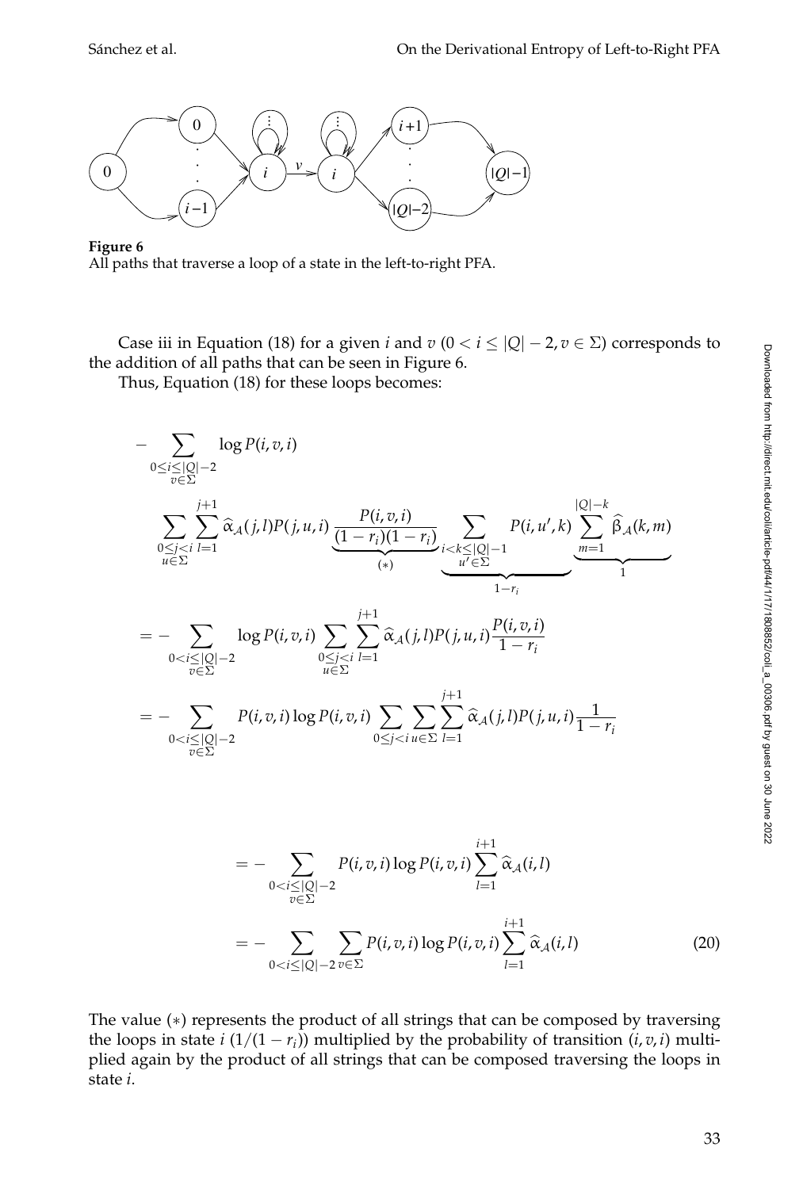**Figure 6**
All paths that traverse a loop of a state in the left-to-right PFA.

Case iii in Equation (18) for a given $i$ and $v$ ($0 < i \leq |Q| - 2, v \in \Sigma$) corresponds to the addition of all paths that can be seen in Figure 6.

Thus, Equation (18) for these loops becomes:

$$
\begin{aligned}
&- \sum_{\substack{0 \leq i \leq |Q|-2 \\ v \in \Sigma}} \log P(i,v,i) \\
&\quad \sum_{\substack{0 \leq j < i \\ u \in \Sigma}} \sum_{l=1}^{j+1} \widehat{\alpha}_{\mathcal{A}}(j,l) P(j,u,i) \underbrace{\frac{P(i,v,i)}{(1-r_i)(1-r_i)}}_{(*)} \underbrace{\sum_{\substack{i < k \leq |Q|-1 \\ u' \in \Sigma}} P(i,u',k)}_{1-r_i} \underbrace{\sum_{m=1}^{|Q|-k} \widehat{\beta}_{\mathcal{A}}(k,m)}_{1} \\
&= - \sum_{\substack{0 < i \leq |Q|-2 \\ v \in \Sigma}} \log P(i,v,i) \sum_{\substack{0 \leq j < i \\ u \in \Sigma}} \sum_{l=1}^{j+1} \widehat{\alpha}_{\mathcal{A}}(j,l) P(j,u,i) \frac{P(i,v,i)}{1-r_i} \\
&= - \sum_{\substack{0 < i \leq |Q|-2 \\ v \in \Sigma}} P(i,v,i) \log P(i,v,i) \sum_{0 \leq j < i} \sum_{u \in \Sigma} \sum_{l=1}^{j+1} \widehat{\alpha}_{\mathcal{A}}(j,l) P(j,u,i) \frac{1}{1-r_i}
\end{aligned}
$$

$$
\begin{aligned}
&= - \sum_{\substack{0 < i \leq |Q|-2 \\ v \in \Sigma}} P(i,v,i) \log P(i,v,i) \sum_{l=1}^{i+1} \widehat{\alpha}_{\mathcal{A}}(i,l) \\
&= - \sum_{0 < i \leq |Q|-2} \sum_{v \in \Sigma} P(i,v,i) \log P(i,v,i) \sum_{l=1}^{i+1} \widehat{\alpha}_{\mathcal{A}}(i,l)
\end{aligned} \tag{20}
$$

The value $(*)$ represents the product of all strings that can be composed by traversing the loops in state $i$ ($1/(1-r_i)$) multiplied by the probability of transition $(i,v,i)$ multiplied again by the product of all strings that can be composed traversing the loops in state $i$.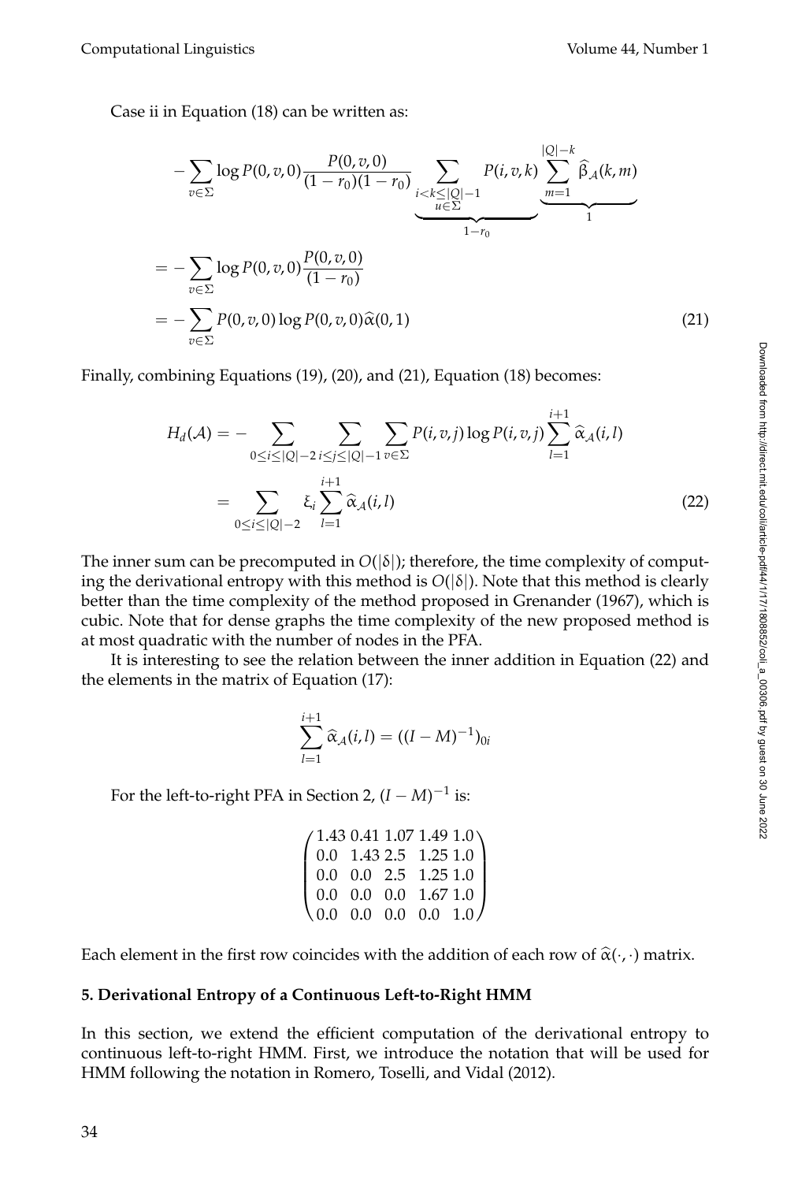Case ii in Equation (18) can be written as:

$$
\begin{aligned}
& -\sum_{v\in\Sigma} \log P(0,v,0) \frac{P(0,v,0)}{(1-r_0)(1-r_0)} \underbrace{\sum_{\substack{i<k\leq|Q|-1\\ u\in\Sigma}} P(i,v,k)}_{1-r_0} \underbrace{\sum_{m=1}^{|Q|-k} \widehat{\beta}_{\mathcal{A}}(k,m)}_{1} \\
&= -\sum_{v\in\Sigma} \log P(0,v,0) \frac{P(0,v,0)}{(1-r_0)} \\
&= -\sum_{v\in\Sigma} P(0,v,0) \log P(0,v,0) \widehat{\alpha}(0,1) \qquad (21)
\end{aligned}
$$

Finally, combining Equations (19), (20), and (21), Equation (18) becomes:

$$
\begin{aligned}
H_d(\mathcal{A}) &= -\sum_{0\leq i\leq|Q|-2} \sum_{i\leq j\leq|Q|-1} \sum_{v\in\Sigma} P(i,v,j) \log P(i,v,j) \sum_{l=1}^{i+1} \widehat{\alpha}_{\mathcal{A}}(i,l) \\
&= \sum_{0\leq i\leq|Q|-2} \xi_i \sum_{l=1}^{i+1} \widehat{\alpha}_{\mathcal{A}}(i,l) \qquad (22)
\end{aligned}
$$

The inner sum can be precomputed in $O(|\delta|)$; therefore, the time complexity of computing the derivational entropy with this method is $O(|\delta|)$. Note that this method is clearly better than the time complexity of the method proposed in Grenander (1967), which is cubic. Note that for dense graphs the time complexity of the new proposed method is at most quadratic with the number of nodes in the PFA.

It is interesting to see the relation between the inner addition in Equation (22) and the elements in the matrix of Equation (17):

$$
\sum_{l=1}^{i+1} \widehat{\alpha}_{\mathcal{A}}(i,l) = ((I-M)^{-1})_{0i}
$$

For the left-to-right PFA in Section 2, $(I-M)^{-1}$ is:

$$
\begin{pmatrix}
1.43 & 0.41 & 1.07 & 1.49 & 1.0 \\
0.0 & 1.43 & 2.5 & 1.25 & 1.0 \\
0.0 & 0.0 & 2.5 & 1.25 & 1.0 \\
0.0 & 0.0 & 0.0 & 1.67 & 1.0 \\
0.0 & 0.0 & 0.0 & 0.0 & 1.0
\end{pmatrix}
$$

Each element in the first row coincides with the addition of each row of $\widehat{\alpha}(\cdot,\cdot)$ matrix.

## 5. Derivational Entropy of a Continuous Left-to-Right HMM

In this section, we extend the efficient computation of the derivational entropy to continuous left-to-right HMM. First, we introduce the notation that will be used for HMM following the notation in Romero, Toselli, and Vidal (2012).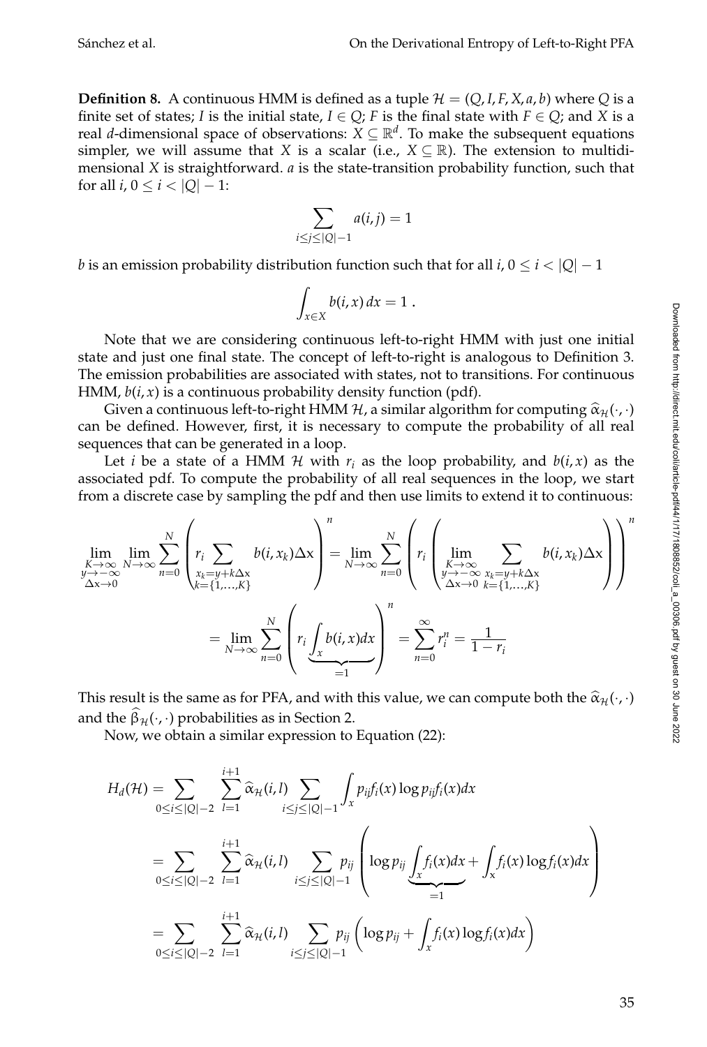**Definition 8.** A continuous HMM is defined as a tuple $\mathcal{H} = (Q, I, F, X, a, b)$ where $Q$ is a finite set of states; $I$ is the initial state, $I \in Q$; $F$ is the final state with $F \in Q$; and $X$ is a real $d$-dimensional space of observations: $X \subseteq \mathbb{R}^d$. To make the subsequent equations simpler, we will assume that $X$ is a scalar (i.e., $X \subseteq \mathbb{R}$). The extension to multidimensional $X$ is straightforward. $a$ is the state-transition probability function, such that for all $i$, $0 \leq i < |Q| - 1$:

$$\sum_{i \leq j \leq |Q|-1} a(i, j) = 1$$

$b$ is an emission probability distribution function such that for all $i$, $0 \leq i < |Q| - 1$

$$\int_{x \in X} b(i, x)\, dx = 1 \ .$$

Note that we are considering continuous left-to-right HMM with just one initial state and just one final state. The concept of left-to-right is analogous to Definition 3. The emission probabilities are associated with states, not to transitions. For continuous HMM, $b(i, x)$ is a continuous probability density function (pdf).

Given a continuous left-to-right HMM $\mathcal{H}$, a similar algorithm for computing $\widehat{\alpha}_{\mathcal{H}}(\cdot, \cdot)$ can be defined. However, first, it is necessary to compute the probability of all real sequences that can be generated in a loop.

Let $i$ be a state of a HMM $\mathcal{H}$ with $r_i$ as the loop probability, and $b(i, x)$ as the associated pdf. To compute the probability of all real sequences in the loop, we start from a discrete case by sampling the pdf and then use limits to extend it to continuous:

$$\lim_{\substack{K \to \infty \\ y \to -\infty \\ \Delta x \to 0}} \lim_{N \to \infty} \sum_{n=0}^{N} \left( r_i \sum_{\substack{x_k = y + k\Delta x \\ k = \{1, \ldots, K\}}} b(i, x_k) \Delta x \right)^n = \lim_{N \to \infty} \sum_{n=0}^{N} \left( r_i \left( \lim_{\substack{K \to \infty \\ y \to -\infty \\ \Delta x \to 0}} \sum_{\substack{x_k = y + k\Delta x \\ k = \{1, \ldots, K\}}} b(i, x_k) \Delta x \right) \right)^n$$

$$= \lim_{N \to \infty} \sum_{n=0}^{N} \left( r_i \underbrace{\int_x b(i, x) dx}_{=1} \right)^n = \sum_{n=0}^{\infty} r_i^n = \frac{1}{1 - r_i}$$

This result is the same as for PFA, and with this value, we can compute both the $\widehat{\alpha}_{\mathcal{H}}(\cdot, \cdot)$ and the $\widehat{\beta}_{\mathcal{H}}(\cdot, \cdot)$ probabilities as in Section 2.

Now, we obtain a similar expression to Equation (22):

$$\begin{aligned}
H_d(\mathcal{H}) &= \sum_{0 \leq i \leq |Q|-2} \sum_{l=1}^{i+1} \widehat{\alpha}_{\mathcal{H}}(i, l) \sum_{i \leq j \leq |Q|-1} \int_x p_{ij} f_i(x) \log p_{ij} f_i(x) dx \\
&= \sum_{0 \leq i \leq |Q|-2} \sum_{l=1}^{i+1} \widehat{\alpha}_{\mathcal{H}}(i, l) \sum_{i \leq j \leq |Q|-1} p_{ij} \left( \log p_{ij} \underbrace{\int_x f_i(x) dx}_{=1} + \int_x f_i(x) \log f_i(x) dx \right) \\
&= \sum_{0 \leq i \leq |Q|-2} \sum_{l=1}^{i+1} \widehat{\alpha}_{\mathcal{H}}(i, l) \sum_{i \leq j \leq |Q|-1} p_{ij} \left( \log p_{ij} + \int_x f_i(x) \log f_i(x) dx \right)
\end{aligned}$$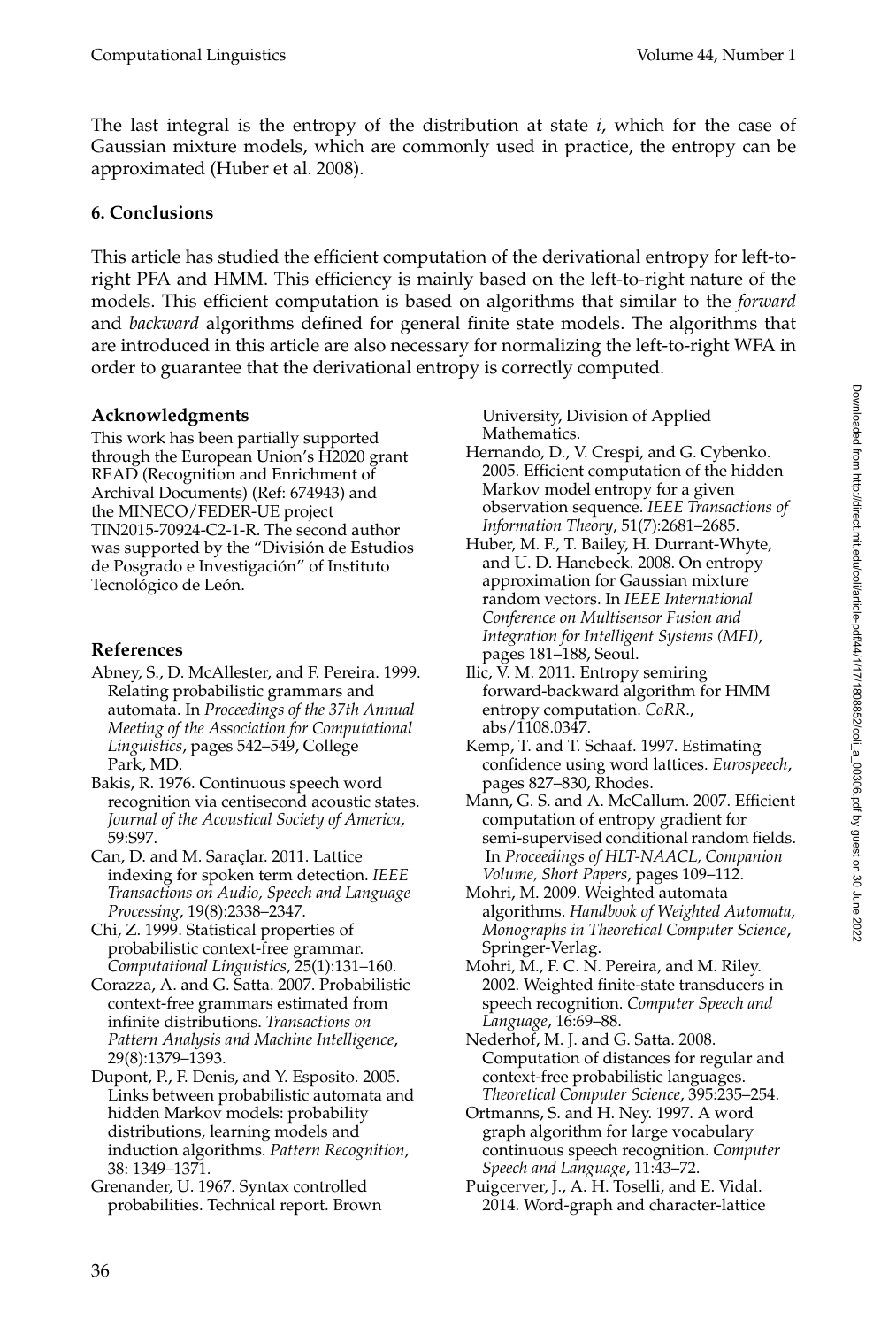The last integral is the entropy of the distribution at state $i$, which for the case of Gaussian mixture models, which are commonly used in practice, the entropy can be approximated (Huber et al. 2008).

## 6. Conclusions

This article has studied the efficient computation of the derivational entropy for left-to-right PFA and HMM. This efficiency is mainly based on the left-to-right nature of the models. This efficient computation is based on algorithms that similar to the *forward* and *backward* algorithms defined for general finite state models. The algorithms that are introduced in this article are also necessary for normalizing the left-to-right WFA in order to guarantee that the derivational entropy is correctly computed.

### Acknowledgments

This work has been partially supported through the European Union's H2020 grant READ (Recognition and Enrichment of Archival Documents) (Ref: 674943) and the MINECO/FEDER-UE project TIN2015-70924-C2-1-R. The second author was supported by the "División de Estudios de Posgrado e Investigación" of Instituto Tecnológico de León.

### References

Abney, S., D. McAllester, and F. Pereira. 1999. Relating probabilistic grammars and automata. In *Proceedings of the 37th Annual Meeting of the Association for Computational Linguistics*, pages 542–549, College Park, MD.

Bakis, R. 1976. Continuous speech word recognition via centisecond acoustic states. *Journal of the Acoustical Society of America*, 59:S97.

Can, D. and M. Saraçlar. 2011. Lattice indexing for spoken term detection. *IEEE Transactions on Audio, Speech and Language Processing*, 19(8):2338–2347.

Chi, Z. 1999. Statistical properties of probabilistic context-free grammar. *Computational Linguistics*, 25(1):131–160.

Corazza, A. and G. Satta. 2007. Probabilistic context-free grammars estimated from infinite distributions. *Transactions on Pattern Analysis and Machine Intelligence*, 29(8):1379–1393.

Dupont, P., F. Denis, and Y. Esposito. 2005. Links between probabilistic automata and hidden Markov models: probability distributions, learning models and induction algorithms. *Pattern Recognition*, 38: 1349–1371.

Grenander, U. 1967. Syntax controlled probabilities. Technical report. Brown University, Division of Applied Mathematics.

Hernando, D., V. Crespi, and G. Cybenko. 2005. Efficient computation of the hidden Markov model entropy for a given observation sequence. *IEEE Transactions of Information Theory*, 51(7):2681–2685.

Huber, M. F., T. Bailey, H. Durrant-Whyte, and U. D. Hanebeck. 2008. On entropy approximation for Gaussian mixture random vectors. In *IEEE International Conference on Multisensor Fusion and Integration for Intelligent Systems (MFI)*, pages 181–188, Seoul.

Ilic, V. M. 2011. Entropy semiring forward-backward algorithm for HMM entropy computation. *CoRR*., abs/1108.0347.

Kemp, T. and T. Schaaf. 1997. Estimating confidence using word lattices. *Eurospeech*, pages 827–830, Rhodes.

Mann, G. S. and A. McCallum. 2007. Efficient computation of entropy gradient for semi-supervised conditional random fields. In *Proceedings of HLT-NAACL, Companion Volume, Short Papers*, pages 109–112.

Mohri, M. 2009. Weighted automata algorithms. *Handbook of Weighted Automata, Monographs in Theoretical Computer Science*, Springer-Verlag.

Mohri, M., F. C. N. Pereira, and M. Riley. 2002. Weighted finite-state transducers in speech recognition. *Computer Speech and Language*, 16:69–88.

Nederhof, M. J. and G. Satta. 2008. Computation of distances for regular and context-free probabilistic languages. *Theoretical Computer Science*, 395:235–254.

Ortmanns, S. and H. Ney. 1997. A word graph algorithm for large vocabulary continuous speech recognition. *Computer Speech and Language*, 11:43–72.

Puigcerver, J., A. H. Toselli, and E. Vidal. 2014. Word-graph and character-lattice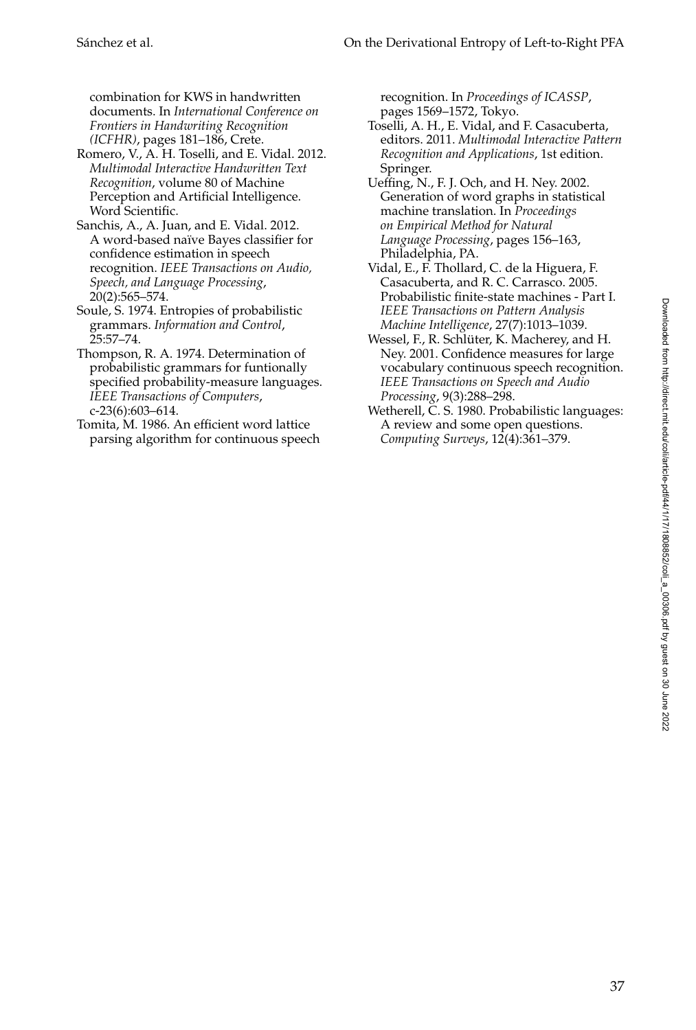combination for KWS in handwritten documents. In *International Conference on Frontiers in Handwriting Recognition (ICFHR)*, pages 181–186, Crete.

Romero, V., A. H. Toselli, and E. Vidal. 2012. *Multimodal Interactive Handwritten Text Recognition*, volume 80 of Machine Perception and Artificial Intelligence. Word Scientific.

Sanchis, A., A. Juan, and E. Vidal. 2012. A word-based naïve Bayes classifier for confidence estimation in speech recognition. *IEEE Transactions on Audio, Speech, and Language Processing*, 20(2):565–574.

Soule, S. 1974. Entropies of probabilistic grammars. *Information and Control*, 25:57–74.

Thompson, R. A. 1974. Determination of probabilistic grammars for funtionally specified probability-measure languages. *IEEE Transactions of Computers*, c-23(6):603–614.

Tomita, M. 1986. An efficient word lattice parsing algorithm for continuous speech recognition. In *Proceedings of ICASSP*, pages 1569–1572, Tokyo.

Toselli, A. H., E. Vidal, and F. Casacuberta, editors. 2011. *Multimodal Interactive Pattern Recognition and Applications*, 1st edition. Springer.

Ueffing, N., F. J. Och, and H. Ney. 2002. Generation of word graphs in statistical machine translation. In *Proceedings on Empirical Method for Natural Language Processing*, pages 156–163, Philadelphia, PA.

Vidal, E., F. Thollard, C. de la Higuera, F. Casacuberta, and R. C. Carrasco. 2005. Probabilistic finite-state machines - Part I. *IEEE Transactions on Pattern Analysis Machine Intelligence*, 27(7):1013–1039.

Wessel, F., R. Schlüter, K. Macherey, and H. Ney. 2001. Confidence measures for large vocabulary continuous speech recognition. *IEEE Transactions on Speech and Audio Processing*, 9(3):288–298.

Wetherell, C. S. 1980. Probabilistic languages: A review and some open questions. *Computing Surveys*, 12(4):361–379.